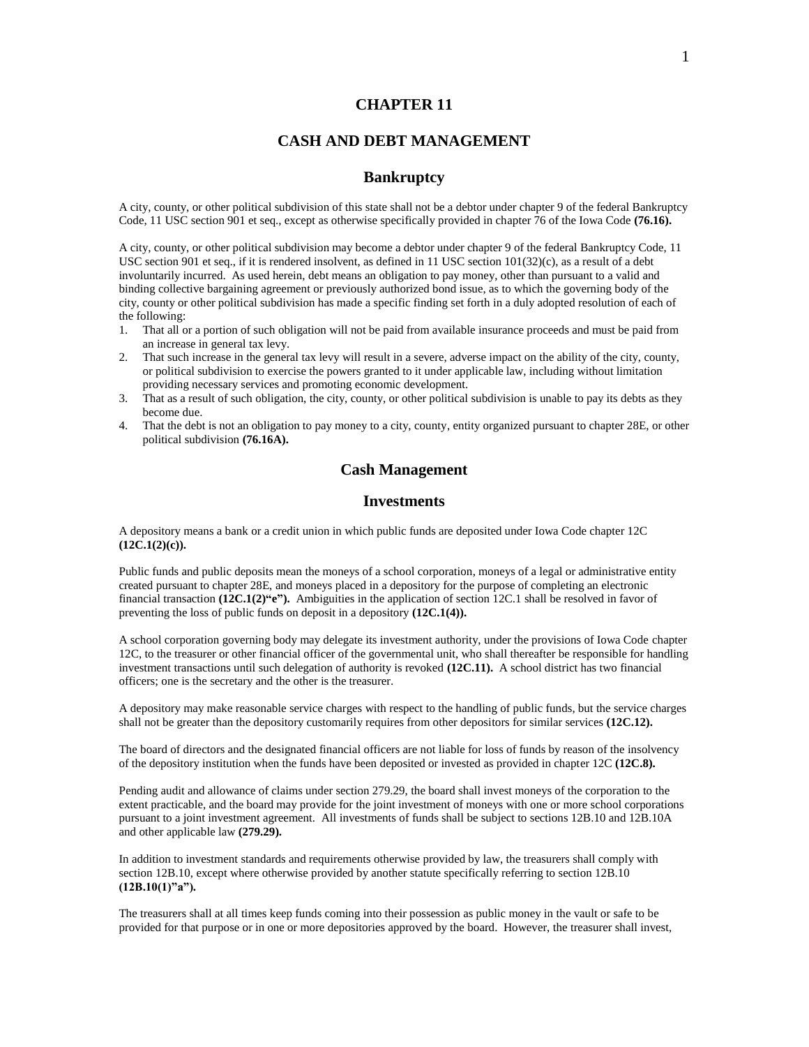# CHAPTER 11

# CASH AND DEBT MANAGEMENT

## Bankruptcy

A city, county, or other political subdivision of this state shall not be a debtor under chapter 9 of the federal Bankruptcy Code, 11 USC section 901 et seq., except as otherwise specifically provided in chapter 76 of the Iowa Code **(76.16).**

A city, county, or other political subdivision may become a debtor under chapter 9 of the federal Bankruptcy Code, 11 USC section 901 et seq., if it is rendered insolvent, as defined in 11 USC section 101(32)(c), as a result of a debt involuntarily incurred. As used herein, debt means an obligation to pay money, other than pursuant to a valid and binding collective bargaining agreement or previously authorized bond issue, as to which the governing body of the city, county or other political subdivision has made a specific finding set forth in a duly adopted resolution of each of the following:

1. That all or a portion of such obligation will not be paid from available insurance proceeds and must be paid from an increase in general tax levy.
2. That such increase in the general tax levy will result in a severe, adverse impact on the ability of the city, county, or political subdivision to exercise the powers granted to it under applicable law, including without limitation providing necessary services and promoting economic development.
3. That as a result of such obligation, the city, county, or other political subdivision is unable to pay its debts as they become due.
4. That the debt is not an obligation to pay money to a city, county, entity organized pursuant to chapter 28E, or other political subdivision **(76.16A).**

## Cash Management

## Investments

A depository means a bank or a credit union in which public funds are deposited under Iowa Code chapter 12C **(12C.1(2)(c)).**

Public funds and public deposits mean the moneys of a school corporation, moneys of a legal or administrative entity created pursuant to chapter 28E, and moneys placed in a depository for the purpose of completing an electronic financial transaction **(12C.1(2)"e").** Ambiguities in the application of section 12C.1 shall be resolved in favor of preventing the loss of public funds on deposit in a depository **(12C.1(4)).**

A school corporation governing body may delegate its investment authority, under the provisions of Iowa Code chapter 12C, to the treasurer or other financial officer of the governmental unit, who shall thereafter be responsible for handling investment transactions until such delegation of authority is revoked **(12C.11).** A school district has two financial officers; one is the secretary and the other is the treasurer.

A depository may make reasonable service charges with respect to the handling of public funds, but the service charges shall not be greater than the depository customarily requires from other depositors for similar services **(12C.12).**

The board of directors and the designated financial officers are not liable for loss of funds by reason of the insolvency of the depository institution when the funds have been deposited or invested as provided in chapter 12C **(12C.8).**

Pending audit and allowance of claims under section 279.29, the board shall invest moneys of the corporation to the extent practicable, and the board may provide for the joint investment of moneys with one or more school corporations pursuant to a joint investment agreement. All investments of funds shall be subject to sections 12B.10 and 12B.10A and other applicable law **(279.29).**

In addition to investment standards and requirements otherwise provided by law, the treasurers shall comply with section 12B.10, except where otherwise provided by another statute specifically referring to section 12B.10 **(12B.10(1)"a").**

The treasurers shall at all times keep funds coming into their possession as public money in the vault or safe to be provided for that purpose or in one or more depositories approved by the board. However, the treasurer shall invest,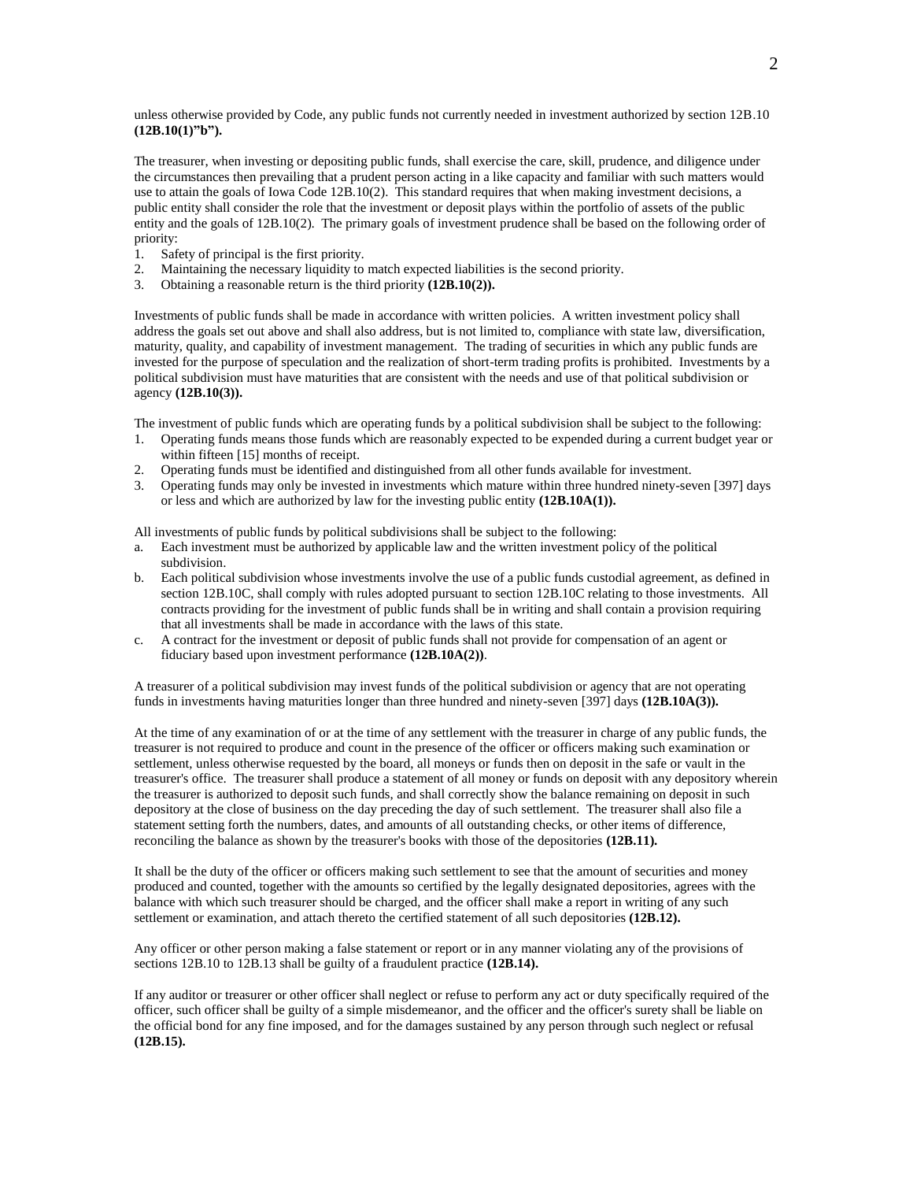unless otherwise provided by Code, any public funds not currently needed in investment authorized by section 12B.10 **(12B.10(1)"b").**

The treasurer, when investing or depositing public funds, shall exercise the care, skill, prudence, and diligence under the circumstances then prevailing that a prudent person acting in a like capacity and familiar with such matters would use to attain the goals of Iowa Code 12B.10(2). This standard requires that when making investment decisions, a public entity shall consider the role that the investment or deposit plays within the portfolio of assets of the public entity and the goals of 12B.10(2). The primary goals of investment prudence shall be based on the following order of priority:

1. Safety of principal is the first priority.
2. Maintaining the necessary liquidity to match expected liabilities is the second priority.
3. Obtaining a reasonable return is the third priority **(12B.10(2)).**

Investments of public funds shall be made in accordance with written policies. A written investment policy shall address the goals set out above and shall also address, but is not limited to, compliance with state law, diversification, maturity, quality, and capability of investment management. The trading of securities in which any public funds are invested for the purpose of speculation and the realization of short-term trading profits is prohibited. Investments by a political subdivision must have maturities that are consistent with the needs and use of that political subdivision or agency **(12B.10(3)).**

The investment of public funds which are operating funds by a political subdivision shall be subject to the following:

1. Operating funds means those funds which are reasonably expected to be expended during a current budget year or within fifteen [15] months of receipt.
2. Operating funds must be identified and distinguished from all other funds available for investment.
3. Operating funds may only be invested in investments which mature within three hundred ninety-seven [397] days or less and which are authorized by law for the investing public entity **(12B.10A(1)).**

All investments of public funds by political subdivisions shall be subject to the following:

a. Each investment must be authorized by applicable law and the written investment policy of the political subdivision.
b. Each political subdivision whose investments involve the use of a public funds custodial agreement, as defined in section 12B.10C, shall comply with rules adopted pursuant to section 12B.10C relating to those investments. All contracts providing for the investment of public funds shall be in writing and shall contain a provision requiring that all investments shall be made in accordance with the laws of this state.
c. A contract for the investment or deposit of public funds shall not provide for compensation of an agent or fiduciary based upon investment performance **(12B.10A(2))**.

A treasurer of a political subdivision may invest funds of the political subdivision or agency that are not operating funds in investments having maturities longer than three hundred and ninety-seven [397] days **(12B.10A(3)).**

At the time of any examination of or at the time of any settlement with the treasurer in charge of any public funds, the treasurer is not required to produce and count in the presence of the officer or officers making such examination or settlement, unless otherwise requested by the board, all moneys or funds then on deposit in the safe or vault in the treasurer's office. The treasurer shall produce a statement of all money or funds on deposit with any depository wherein the treasurer is authorized to deposit such funds, and shall correctly show the balance remaining on deposit in such depository at the close of business on the day preceding the day of such settlement. The treasurer shall also file a statement setting forth the numbers, dates, and amounts of all outstanding checks, or other items of difference, reconciling the balance as shown by the treasurer's books with those of the depositories **(12B.11).**

It shall be the duty of the officer or officers making such settlement to see that the amount of securities and money produced and counted, together with the amounts so certified by the legally designated depositories, agrees with the balance with which such treasurer should be charged, and the officer shall make a report in writing of any such settlement or examination, and attach thereto the certified statement of all such depositories **(12B.12).**

Any officer or other person making a false statement or report or in any manner violating any of the provisions of sections 12B.10 to 12B.13 shall be guilty of a fraudulent practice **(12B.14).**

If any auditor or treasurer or other officer shall neglect or refuse to perform any act or duty specifically required of the officer, such officer shall be guilty of a simple misdemeanor, and the officer and the officer's surety shall be liable on the official bond for any fine imposed, and for the damages sustained by any person through such neglect or refusal **(12B.15).**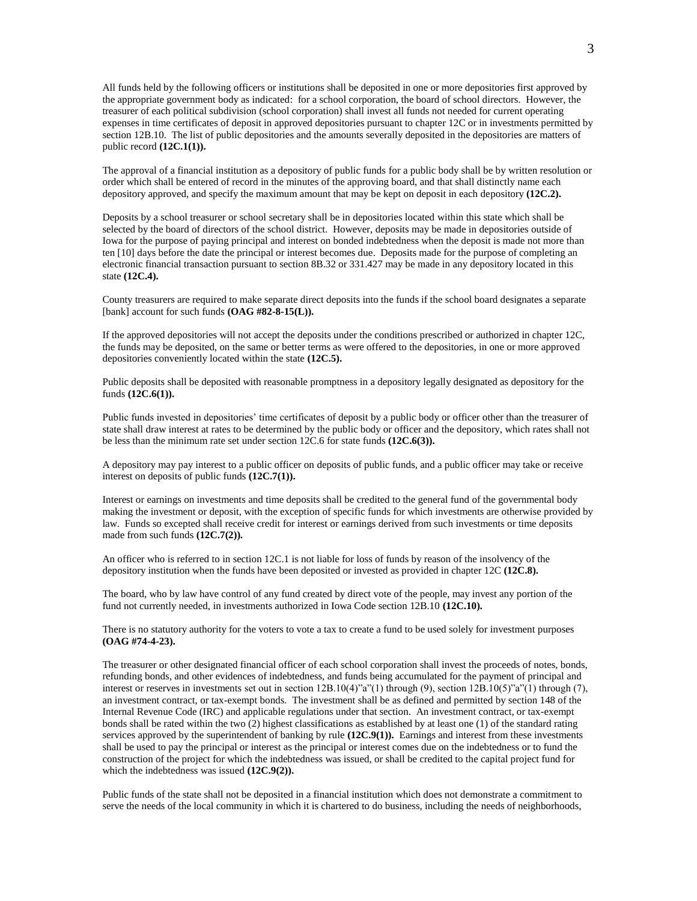All funds held by the following officers or institutions shall be deposited in one or more depositories first approved by the appropriate government body as indicated: for a school corporation, the board of school directors. However, the treasurer of each political subdivision (school corporation) shall invest all funds not needed for current operating expenses in time certificates of deposit in approved depositories pursuant to chapter 12C or in investments permitted by section 12B.10. The list of public depositories and the amounts severally deposited in the depositories are matters of public record **(12C.1(1)).**

The approval of a financial institution as a depository of public funds for a public body shall be by written resolution or order which shall be entered of record in the minutes of the approving board, and that shall distinctly name each depository approved, and specify the maximum amount that may be kept on deposit in each depository **(12C.2).**

Deposits by a school treasurer or school secretary shall be in depositories located within this state which shall be selected by the board of directors of the school district. However, deposits may be made in depositories outside of Iowa for the purpose of paying principal and interest on bonded indebtedness when the deposit is made not more than ten [10] days before the date the principal or interest becomes due. Deposits made for the purpose of completing an electronic financial transaction pursuant to section 8B.32 or 331.427 may be made in any depository located in this state **(12C.4).**

County treasurers are required to make separate direct deposits into the funds if the school board designates a separate [bank] account for such funds **(OAG #82-8-15(L)).**

If the approved depositories will not accept the deposits under the conditions prescribed or authorized in chapter 12C, the funds may be deposited, on the same or better terms as were offered to the depositories, in one or more approved depositories conveniently located within the state **(12C.5).**

Public deposits shall be deposited with reasonable promptness in a depository legally designated as depository for the funds **(12C.6(1)).**

Public funds invested in depositories' time certificates of deposit by a public body or officer other than the treasurer of state shall draw interest at rates to be determined by the public body or officer and the depository, which rates shall not be less than the minimum rate set under section 12C.6 for state funds **(12C.6(3)).**

A depository may pay interest to a public officer on deposits of public funds, and a public officer may take or receive interest on deposits of public funds **(12C.7(1)).**

Interest or earnings on investments and time deposits shall be credited to the general fund of the governmental body making the investment or deposit, with the exception of specific funds for which investments are otherwise provided by law. Funds so excepted shall receive credit for interest or earnings derived from such investments or time deposits made from such funds **(12C.7(2)).**

An officer who is referred to in section 12C.1 is not liable for loss of funds by reason of the insolvency of the depository institution when the funds have been deposited or invested as provided in chapter 12C **(12C.8).**

The board, who by law have control of any fund created by direct vote of the people, may invest any portion of the fund not currently needed, in investments authorized in Iowa Code section 12B.10 **(12C.10).**

There is no statutory authority for the voters to vote a tax to create a fund to be used solely for investment purposes **(OAG #74-4-23).**

The treasurer or other designated financial officer of each school corporation shall invest the proceeds of notes, bonds, refunding bonds, and other evidences of indebtedness, and funds being accumulated for the payment of principal and interest or reserves in investments set out in section 12B.10(4)"a"(1) through (9), section 12B.10(5)"a"(1) through (7), an investment contract, or tax-exempt bonds. The investment shall be as defined and permitted by section 148 of the Internal Revenue Code (IRC) and applicable regulations under that section. An investment contract, or tax-exempt bonds shall be rated within the two (2) highest classifications as established by at least one (1) of the standard rating services approved by the superintendent of banking by rule **(12C.9(1)).** Earnings and interest from these investments shall be used to pay the principal or interest as the principal or interest comes due on the indebtedness or to fund the construction of the project for which the indebtedness was issued, or shall be credited to the capital project fund for which the indebtedness was issued **(12C.9(2)).**

Public funds of the state shall not be deposited in a financial institution which does not demonstrate a commitment to serve the needs of the local community in which it is chartered to do business, including the needs of neighborhoods,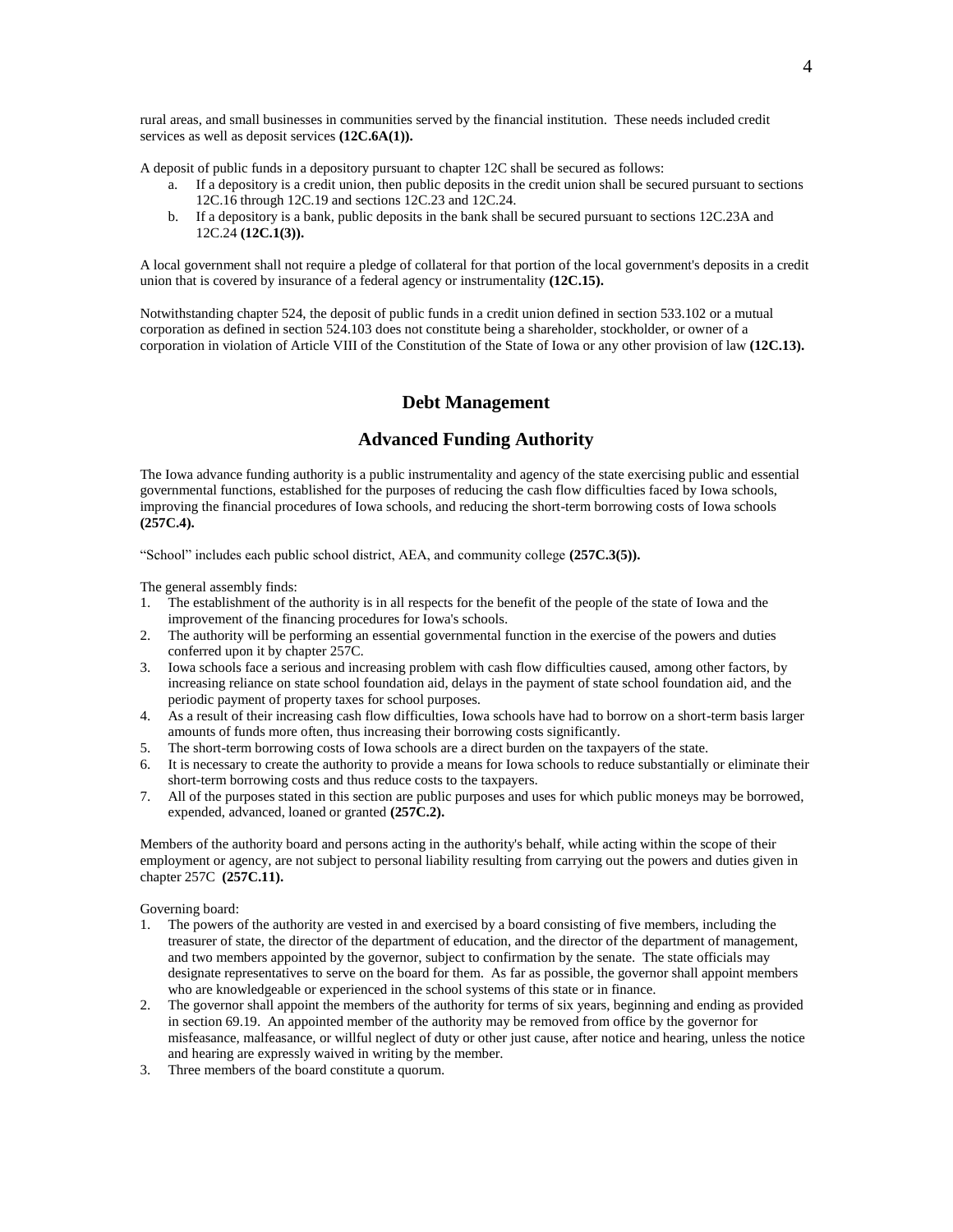rural areas, and small businesses in communities served by the financial institution. These needs included credit services as well as deposit services **(12C.6A(1)).**

A deposit of public funds in a depository pursuant to chapter 12C shall be secured as follows:

a. If a depository is a credit union, then public deposits in the credit union shall be secured pursuant to sections 12C.16 through 12C.19 and sections 12C.23 and 12C.24.
b. If a depository is a bank, public deposits in the bank shall be secured pursuant to sections 12C.23A and 12C.24 **(12C.1(3)).**

A local government shall not require a pledge of collateral for that portion of the local government's deposits in a credit union that is covered by insurance of a federal agency or instrumentality **(12C.15).**

Notwithstanding chapter 524, the deposit of public funds in a credit union defined in section 533.102 or a mutual corporation as defined in section 524.103 does not constitute being a shareholder, stockholder, or owner of a corporation in violation of Article VIII of the Constitution of the State of Iowa or any other provision of law **(12C.13).**

## Debt Management

## Advanced Funding Authority

The Iowa advance funding authority is a public instrumentality and agency of the state exercising public and essential governmental functions, established for the purposes of reducing the cash flow difficulties faced by Iowa schools, improving the financial procedures of Iowa schools, and reducing the short-term borrowing costs of Iowa schools **(257C.4).**

"School" includes each public school district, AEA, and community college **(257C.3(5)).**

The general assembly finds:

1. The establishment of the authority is in all respects for the benefit of the people of the state of Iowa and the improvement of the financing procedures for Iowa's schools.
2. The authority will be performing an essential governmental function in the exercise of the powers and duties conferred upon it by chapter 257C.
3. Iowa schools face a serious and increasing problem with cash flow difficulties caused, among other factors, by increasing reliance on state school foundation aid, delays in the payment of state school foundation aid, and the periodic payment of property taxes for school purposes.
4. As a result of their increasing cash flow difficulties, Iowa schools have had to borrow on a short-term basis larger amounts of funds more often, thus increasing their borrowing costs significantly.
5. The short-term borrowing costs of Iowa schools are a direct burden on the taxpayers of the state.
6. It is necessary to create the authority to provide a means for Iowa schools to reduce substantially or eliminate their short-term borrowing costs and thus reduce costs to the taxpayers.
7. All of the purposes stated in this section are public purposes and uses for which public moneys may be borrowed, expended, advanced, loaned or granted **(257C.2).**

Members of the authority board and persons acting in the authority's behalf, while acting within the scope of their employment or agency, are not subject to personal liability resulting from carrying out the powers and duties given in chapter 257C **(257C.11).**

Governing board:

1. The powers of the authority are vested in and exercised by a board consisting of five members, including the treasurer of state, the director of the department of education, and the director of the department of management, and two members appointed by the governor, subject to confirmation by the senate. The state officials may designate representatives to serve on the board for them. As far as possible, the governor shall appoint members who are knowledgeable or experienced in the school systems of this state or in finance.
2. The governor shall appoint the members of the authority for terms of six years, beginning and ending as provided in section 69.19. An appointed member of the authority may be removed from office by the governor for misfeasance, malfeasance, or willful neglect of duty or other just cause, after notice and hearing, unless the notice and hearing are expressly waived in writing by the member.
3. Three members of the board constitute a quorum.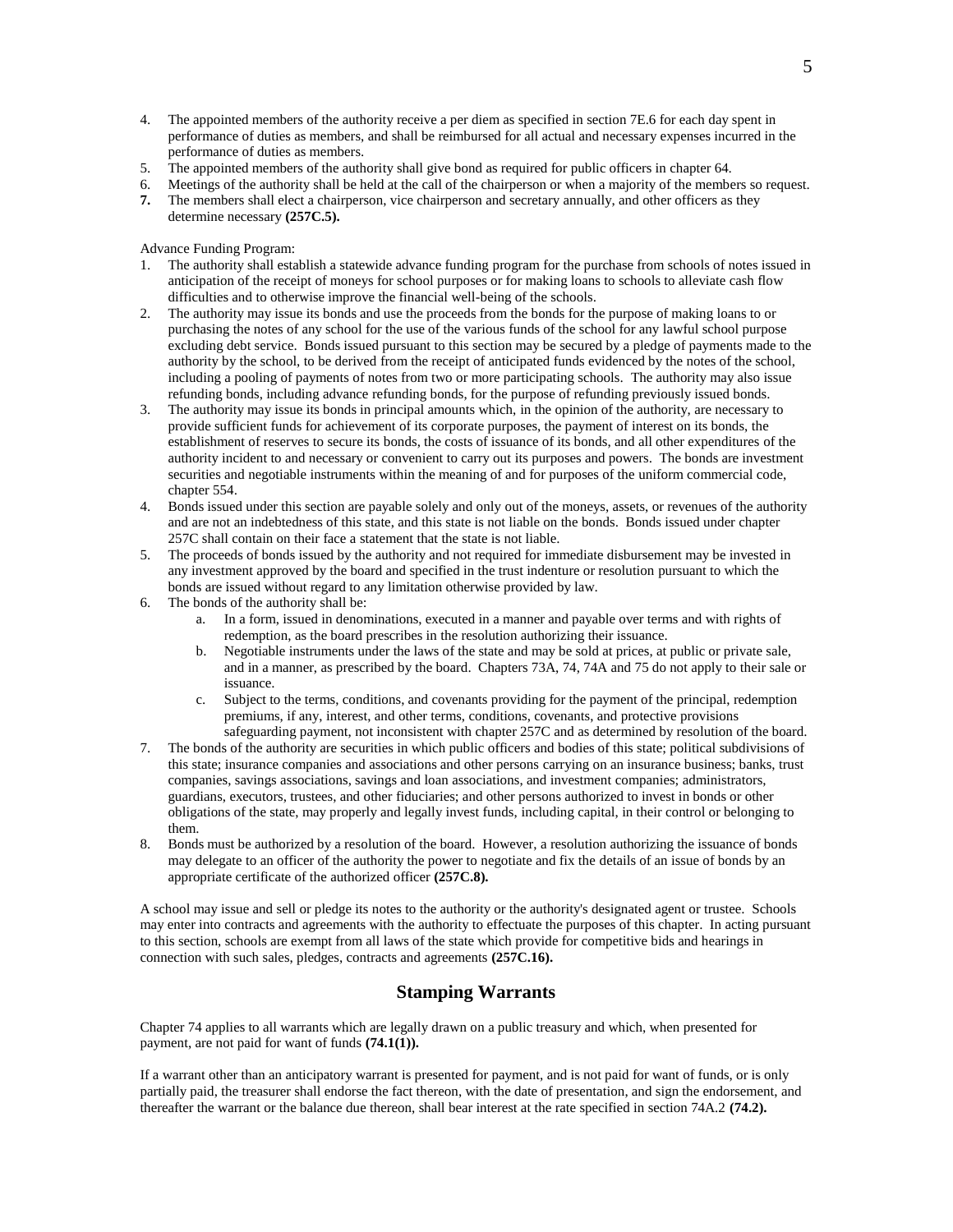4. The appointed members of the authority receive a per diem as specified in section 7E.6 for each day spent in performance of duties as members, and shall be reimbursed for all actual and necessary expenses incurred in the performance of duties as members.
5. The appointed members of the authority shall give bond as required for public officers in chapter 64.
6. Meetings of the authority shall be held at the call of the chairperson or when a majority of the members so request.
7. The members shall elect a chairperson, vice chairperson and secretary annually, and other officers as they determine necessary **(257C.5).**

Advance Funding Program:

1. The authority shall establish a statewide advance funding program for the purchase from schools of notes issued in anticipation of the receipt of moneys for school purposes or for making loans to schools to alleviate cash flow difficulties and to otherwise improve the financial well-being of the schools.
2. The authority may issue its bonds and use the proceeds from the bonds for the purpose of making loans to or purchasing the notes of any school for the use of the various funds of the school for any lawful school purpose excluding debt service. Bonds issued pursuant to this section may be secured by a pledge of payments made to the authority by the school, to be derived from the receipt of anticipated funds evidenced by the notes of the school, including a pooling of payments of notes from two or more participating schools. The authority may also issue refunding bonds, including advance refunding bonds, for the purpose of refunding previously issued bonds.
3. The authority may issue its bonds in principal amounts which, in the opinion of the authority, are necessary to provide sufficient funds for achievement of its corporate purposes, the payment of interest on its bonds, the establishment of reserves to secure its bonds, the costs of issuance of its bonds, and all other expenditures of the authority incident to and necessary or convenient to carry out its purposes and powers. The bonds are investment securities and negotiable instruments within the meaning of and for purposes of the uniform commercial code, chapter 554.
4. Bonds issued under this section are payable solely and only out of the moneys, assets, or revenues of the authority and are not an indebtedness of this state, and this state is not liable on the bonds. Bonds issued under chapter 257C shall contain on their face a statement that the state is not liable.
5. The proceeds of bonds issued by the authority and not required for immediate disbursement may be invested in any investment approved by the board and specified in the trust indenture or resolution pursuant to which the bonds are issued without regard to any limitation otherwise provided by law.
6. The bonds of the authority shall be:
    a. In a form, issued in denominations, executed in a manner and payable over terms and with rights of redemption, as the board prescribes in the resolution authorizing their issuance.
    b. Negotiable instruments under the laws of the state and may be sold at prices, at public or private sale, and in a manner, as prescribed by the board. Chapters 73A, 74, 74A and 75 do not apply to their sale or issuance.
    c. Subject to the terms, conditions, and covenants providing for the payment of the principal, redemption premiums, if any, interest, and other terms, conditions, covenants, and protective provisions safeguarding payment, not inconsistent with chapter 257C and as determined by resolution of the board.
7. The bonds of the authority are securities in which public officers and bodies of this state; political subdivisions of this state; insurance companies and associations and other persons carrying on an insurance business; banks, trust companies, savings associations, savings and loan associations, and investment companies; administrators, guardians, executors, trustees, and other fiduciaries; and other persons authorized to invest in bonds or other obligations of the state, may properly and legally invest funds, including capital, in their control or belonging to them.
8. Bonds must be authorized by a resolution of the board. However, a resolution authorizing the issuance of bonds may delegate to an officer of the authority the power to negotiate and fix the details of an issue of bonds by an appropriate certificate of the authorized officer **(257C.8).**

A school may issue and sell or pledge its notes to the authority or the authority's designated agent or trustee. Schools may enter into contracts and agreements with the authority to effectuate the purposes of this chapter. In acting pursuant to this section, schools are exempt from all laws of the state which provide for competitive bids and hearings in connection with such sales, pledges, contracts and agreements **(257C.16).**

## Stamping Warrants

Chapter 74 applies to all warrants which are legally drawn on a public treasury and which, when presented for payment, are not paid for want of funds **(74.1(1)).**

If a warrant other than an anticipatory warrant is presented for payment, and is not paid for want of funds, or is only partially paid, the treasurer shall endorse the fact thereon, with the date of presentation, and sign the endorsement, and thereafter the warrant or the balance due thereon, shall bear interest at the rate specified in section 74A.2 **(74.2).**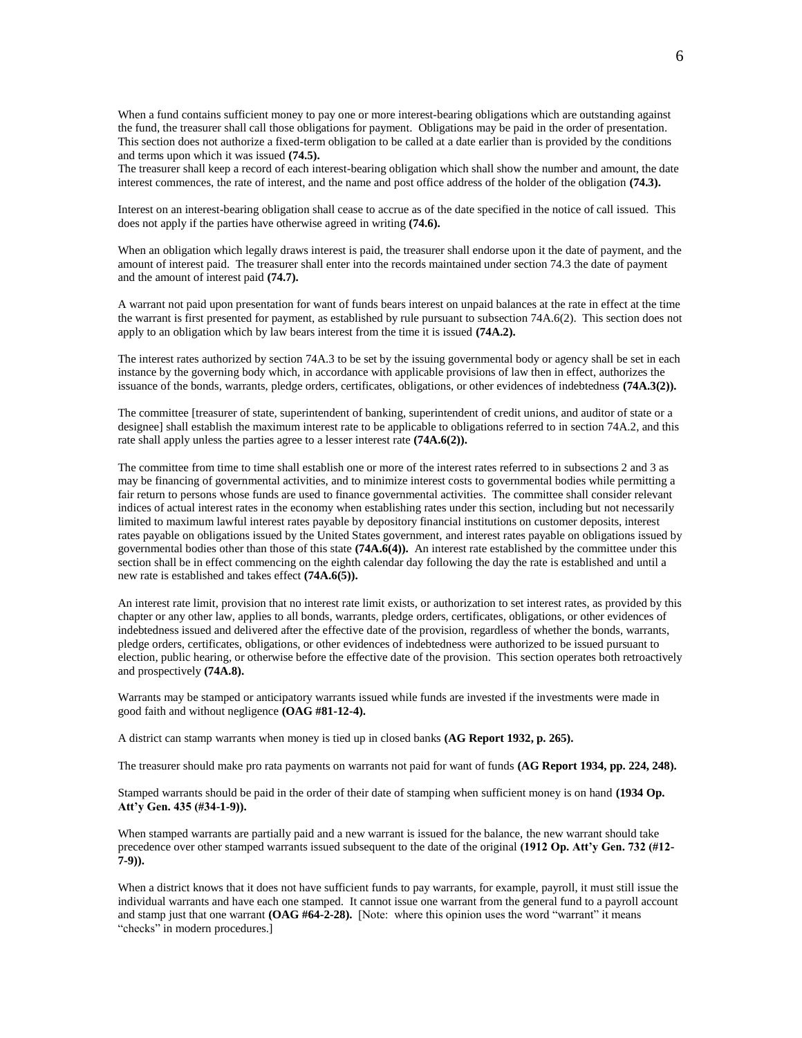When a fund contains sufficient money to pay one or more interest-bearing obligations which are outstanding against the fund, the treasurer shall call those obligations for payment. Obligations may be paid in the order of presentation. This section does not authorize a fixed-term obligation to be called at a date earlier than is provided by the conditions and terms upon which it was issued **(74.5).**
The treasurer shall keep a record of each interest-bearing obligation which shall show the number and amount, the date interest commences, the rate of interest, and the name and post office address of the holder of the obligation **(74.3).**

Interest on an interest-bearing obligation shall cease to accrue as of the date specified in the notice of call issued. This does not apply if the parties have otherwise agreed in writing **(74.6).**

When an obligation which legally draws interest is paid, the treasurer shall endorse upon it the date of payment, and the amount of interest paid. The treasurer shall enter into the records maintained under section 74.3 the date of payment and the amount of interest paid **(74.7).**

A warrant not paid upon presentation for want of funds bears interest on unpaid balances at the rate in effect at the time the warrant is first presented for payment, as established by rule pursuant to subsection 74A.6(2). This section does not apply to an obligation which by law bears interest from the time it is issued **(74A.2).**

The interest rates authorized by section 74A.3 to be set by the issuing governmental body or agency shall be set in each instance by the governing body which, in accordance with applicable provisions of law then in effect, authorizes the issuance of the bonds, warrants, pledge orders, certificates, obligations, or other evidences of indebtedness **(74A.3(2)).**

The committee [treasurer of state, superintendent of banking, superintendent of credit unions, and auditor of state or a designee] shall establish the maximum interest rate to be applicable to obligations referred to in section 74A.2, and this rate shall apply unless the parties agree to a lesser interest rate **(74A.6(2)).**

The committee from time to time shall establish one or more of the interest rates referred to in subsections 2 and 3 as may be financing of governmental activities, and to minimize interest costs to governmental bodies while permitting a fair return to persons whose funds are used to finance governmental activities. The committee shall consider relevant indices of actual interest rates in the economy when establishing rates under this section, including but not necessarily limited to maximum lawful interest rates payable by depository financial institutions on customer deposits, interest rates payable on obligations issued by the United States government, and interest rates payable on obligations issued by governmental bodies other than those of this state **(74A.6(4)).** An interest rate established by the committee under this section shall be in effect commencing on the eighth calendar day following the day the rate is established and until a new rate is established and takes effect **(74A.6(5)).**

An interest rate limit, provision that no interest rate limit exists, or authorization to set interest rates, as provided by this chapter or any other law, applies to all bonds, warrants, pledge orders, certificates, obligations, or other evidences of indebtedness issued and delivered after the effective date of the provision, regardless of whether the bonds, warrants, pledge orders, certificates, obligations, or other evidences of indebtedness were authorized to be issued pursuant to election, public hearing, or otherwise before the effective date of the provision. This section operates both retroactively and prospectively **(74A.8).**

Warrants may be stamped or anticipatory warrants issued while funds are invested if the investments were made in good faith and without negligence **(OAG #81-12-4).**

A district can stamp warrants when money is tied up in closed banks **(AG Report 1932, p. 265).**

The treasurer should make pro rata payments on warrants not paid for want of funds **(AG Report 1934, pp. 224, 248).**

Stamped warrants should be paid in the order of their date of stamping when sufficient money is on hand **(1934 Op. Att'y Gen. 435 (#34-1-9)).**

When stamped warrants are partially paid and a new warrant is issued for the balance, the new warrant should take precedence over other stamped warrants issued subsequent to the date of the original **(1912 Op. Att'y Gen. 732 (#12-7-9)).**

When a district knows that it does not have sufficient funds to pay warrants, for example, payroll, it must still issue the individual warrants and have each one stamped. It cannot issue one warrant from the general fund to a payroll account and stamp just that one warrant **(OAG #64-2-28).** [Note: where this opinion uses the word "warrant" it means "checks" in modern procedures.]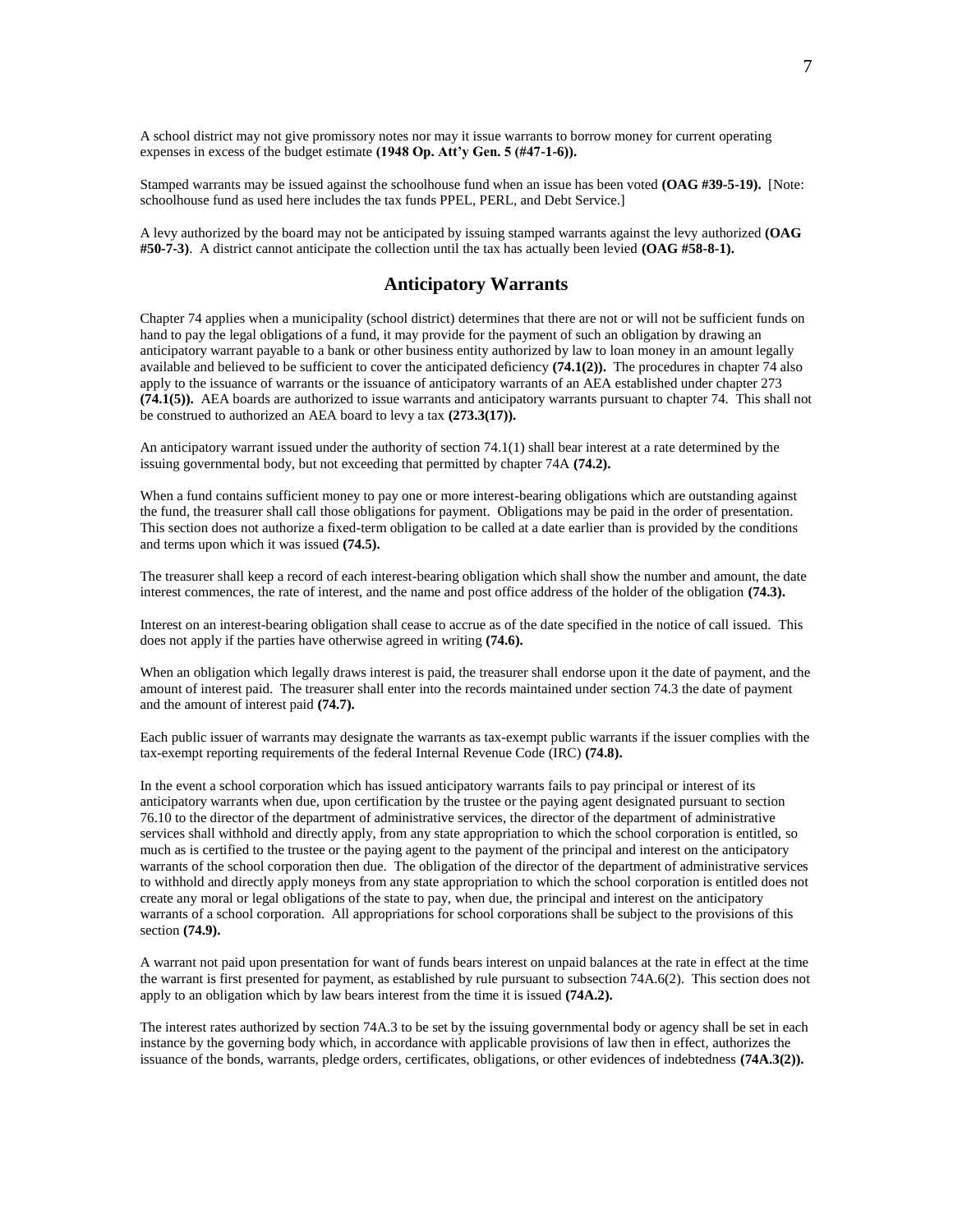A school district may not give promissory notes nor may it issue warrants to borrow money for current operating expenses in excess of the budget estimate **(1948 Op. Att'y Gen. 5 (#47-1-6)).**

Stamped warrants may be issued against the schoolhouse fund when an issue has been voted **(OAG #39-5-19).** [Note: schoolhouse fund as used here includes the tax funds PPEL, PERL, and Debt Service.]

A levy authorized by the board may not be anticipated by issuing stamped warrants against the levy authorized **(OAG #50-7-3)**. A district cannot anticipate the collection until the tax has actually been levied **(OAG #58-8-1).**

## Anticipatory Warrants

Chapter 74 applies when a municipality (school district) determines that there are not or will not be sufficient funds on hand to pay the legal obligations of a fund, it may provide for the payment of such an obligation by drawing an anticipatory warrant payable to a bank or other business entity authorized by law to loan money in an amount legally available and believed to be sufficient to cover the anticipated deficiency **(74.1(2)).** The procedures in chapter 74 also apply to the issuance of warrants or the issuance of anticipatory warrants of an AEA established under chapter 273 **(74.1(5)).** AEA boards are authorized to issue warrants and anticipatory warrants pursuant to chapter 74. This shall not be construed to authorized an AEA board to levy a tax **(273.3(17)).**

An anticipatory warrant issued under the authority of section 74.1(1) shall bear interest at a rate determined by the issuing governmental body, but not exceeding that permitted by chapter 74A **(74.2).**

When a fund contains sufficient money to pay one or more interest-bearing obligations which are outstanding against the fund, the treasurer shall call those obligations for payment. Obligations may be paid in the order of presentation. This section does not authorize a fixed-term obligation to be called at a date earlier than is provided by the conditions and terms upon which it was issued **(74.5).**

The treasurer shall keep a record of each interest-bearing obligation which shall show the number and amount, the date interest commences, the rate of interest, and the name and post office address of the holder of the obligation **(74.3).**

Interest on an interest-bearing obligation shall cease to accrue as of the date specified in the notice of call issued. This does not apply if the parties have otherwise agreed in writing **(74.6).**

When an obligation which legally draws interest is paid, the treasurer shall endorse upon it the date of payment, and the amount of interest paid. The treasurer shall enter into the records maintained under section 74.3 the date of payment and the amount of interest paid **(74.7).**

Each public issuer of warrants may designate the warrants as tax-exempt public warrants if the issuer complies with the tax-exempt reporting requirements of the federal Internal Revenue Code (IRC) **(74.8).**

In the event a school corporation which has issued anticipatory warrants fails to pay principal or interest of its anticipatory warrants when due, upon certification by the trustee or the paying agent designated pursuant to section 76.10 to the director of the department of administrative services, the director of the department of administrative services shall withhold and directly apply, from any state appropriation to which the school corporation is entitled, so much as is certified to the trustee or the paying agent to the payment of the principal and interest on the anticipatory warrants of the school corporation then due. The obligation of the director of the department of administrative services to withhold and directly apply moneys from any state appropriation to which the school corporation is entitled does not create any moral or legal obligations of the state to pay, when due, the principal and interest on the anticipatory warrants of a school corporation. All appropriations for school corporations shall be subject to the provisions of this section **(74.9).**

A warrant not paid upon presentation for want of funds bears interest on unpaid balances at the rate in effect at the time the warrant is first presented for payment, as established by rule pursuant to subsection 74A.6(2). This section does not apply to an obligation which by law bears interest from the time it is issued **(74A.2).**

The interest rates authorized by section 74A.3 to be set by the issuing governmental body or agency shall be set in each instance by the governing body which, in accordance with applicable provisions of law then in effect, authorizes the issuance of the bonds, warrants, pledge orders, certificates, obligations, or other evidences of indebtedness **(74A.3(2)).**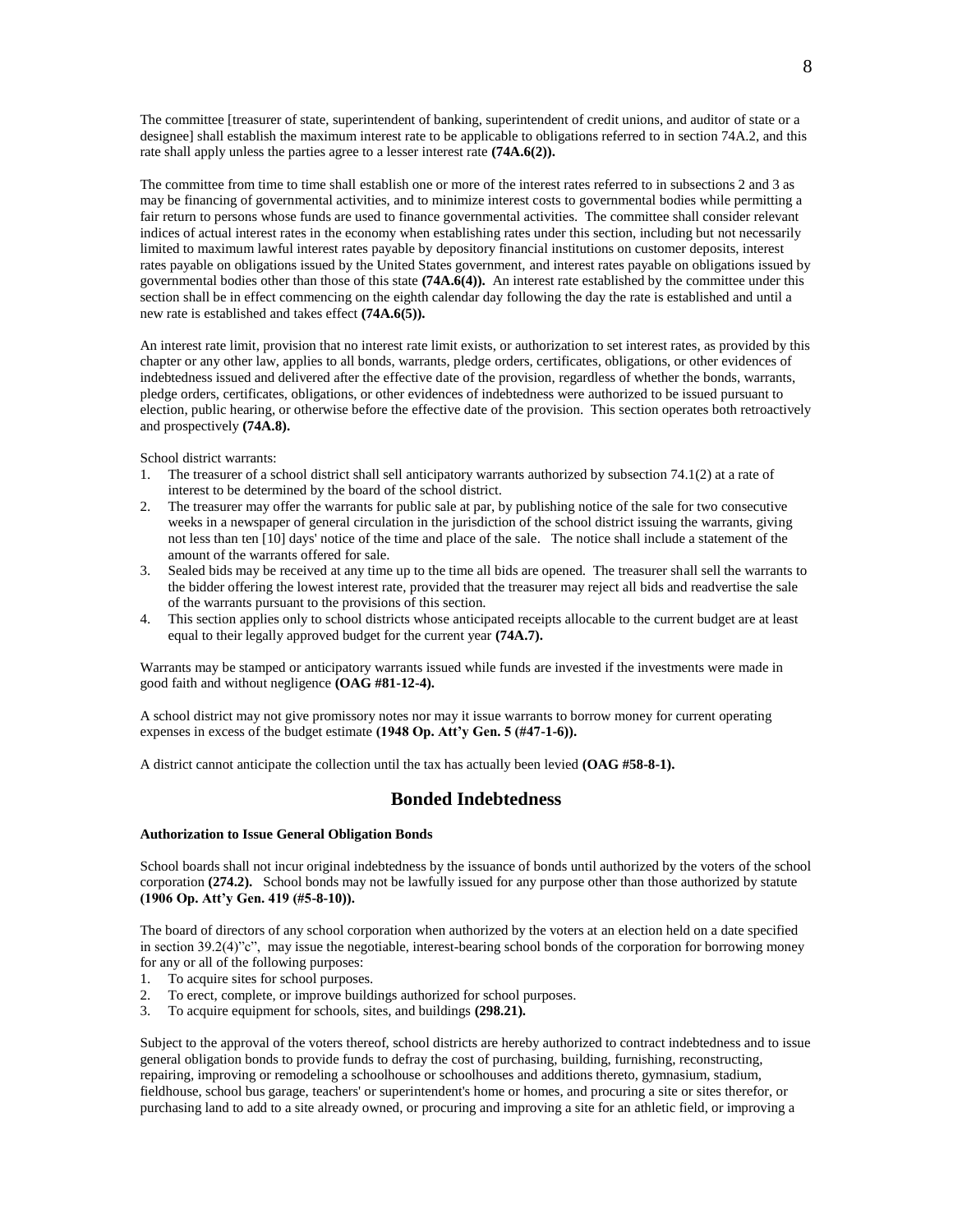The committee [treasurer of state, superintendent of banking, superintendent of credit unions, and auditor of state or a designee] shall establish the maximum interest rate to be applicable to obligations referred to in section 74A.2, and this rate shall apply unless the parties agree to a lesser interest rate **(74A.6(2)).**

The committee from time to time shall establish one or more of the interest rates referred to in subsections 2 and 3 as may be financing of governmental activities, and to minimize interest costs to governmental bodies while permitting a fair return to persons whose funds are used to finance governmental activities. The committee shall consider relevant indices of actual interest rates in the economy when establishing rates under this section, including but not necessarily limited to maximum lawful interest rates payable by depository financial institutions on customer deposits, interest rates payable on obligations issued by the United States government, and interest rates payable on obligations issued by governmental bodies other than those of this state **(74A.6(4)).** An interest rate established by the committee under this section shall be in effect commencing on the eighth calendar day following the day the rate is established and until a new rate is established and takes effect **(74A.6(5)).**

An interest rate limit, provision that no interest rate limit exists, or authorization to set interest rates, as provided by this chapter or any other law, applies to all bonds, warrants, pledge orders, certificates, obligations, or other evidences of indebtedness issued and delivered after the effective date of the provision, regardless of whether the bonds, warrants, pledge orders, certificates, obligations, or other evidences of indebtedness were authorized to be issued pursuant to election, public hearing, or otherwise before the effective date of the provision. This section operates both retroactively and prospectively **(74A.8).**

School district warrants:

1. The treasurer of a school district shall sell anticipatory warrants authorized by subsection 74.1(2) at a rate of interest to be determined by the board of the school district.
2. The treasurer may offer the warrants for public sale at par, by publishing notice of the sale for two consecutive weeks in a newspaper of general circulation in the jurisdiction of the school district issuing the warrants, giving not less than ten [10] days' notice of the time and place of the sale. The notice shall include a statement of the amount of the warrants offered for sale.
3. Sealed bids may be received at any time up to the time all bids are opened. The treasurer shall sell the warrants to the bidder offering the lowest interest rate, provided that the treasurer may reject all bids and readvertise the sale of the warrants pursuant to the provisions of this section.
4. This section applies only to school districts whose anticipated receipts allocable to the current budget are at least equal to their legally approved budget for the current year **(74A.7).**

Warrants may be stamped or anticipatory warrants issued while funds are invested if the investments were made in good faith and without negligence **(OAG #81-12-4).**

A school district may not give promissory notes nor may it issue warrants to borrow money for current operating expenses in excess of the budget estimate **(1948 Op. Att'y Gen. 5 (#47-1-6)).**

A district cannot anticipate the collection until the tax has actually been levied **(OAG #58-8-1).**

## Bonded Indebtedness

#### Authorization to Issue General Obligation Bonds

School boards shall not incur original indebtedness by the issuance of bonds until authorized by the voters of the school corporation **(274.2).** School bonds may not be lawfully issued for any purpose other than those authorized by statute **(1906 Op. Att'y Gen. 419 (#5-8-10)).**

The board of directors of any school corporation when authorized by the voters at an election held on a date specified in section 39.2(4)"c", may issue the negotiable, interest-bearing school bonds of the corporation for borrowing money for any or all of the following purposes:

1. To acquire sites for school purposes.
2. To erect, complete, or improve buildings authorized for school purposes.
3. To acquire equipment for schools, sites, and buildings **(298.21).**

Subject to the approval of the voters thereof, school districts are hereby authorized to contract indebtedness and to issue general obligation bonds to provide funds to defray the cost of purchasing, building, furnishing, reconstructing, repairing, improving or remodeling a schoolhouse or schoolhouses and additions thereto, gymnasium, stadium, fieldhouse, school bus garage, teachers' or superintendent's home or homes, and procuring a site or sites therefor, or purchasing land to add to a site already owned, or procuring and improving a site for an athletic field, or improving a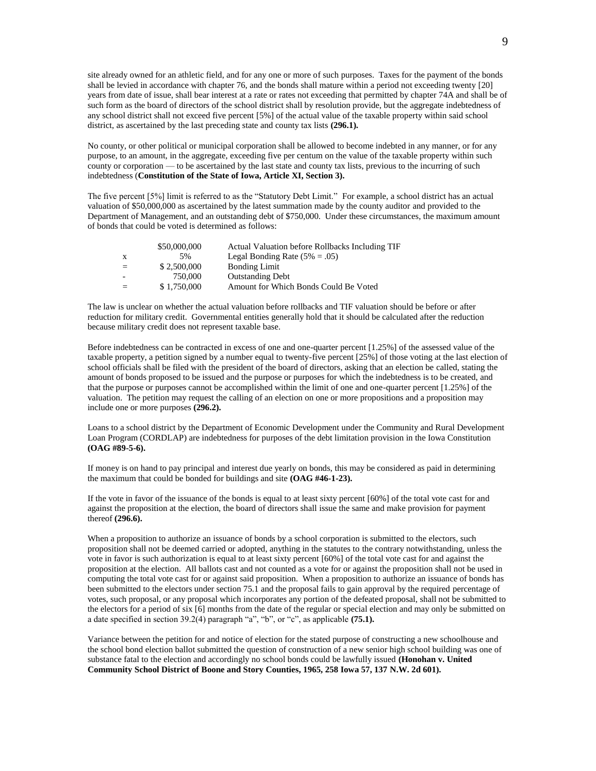site already owned for an athletic field, and for any one or more of such purposes. Taxes for the payment of the bonds shall be levied in accordance with chapter 76, and the bonds shall mature within a period not exceeding twenty [20] years from date of issue, shall bear interest at a rate or rates not exceeding that permitted by chapter 74A and shall be of such form as the board of directors of the school district shall by resolution provide, but the aggregate indebtedness of any school district shall not exceed five percent [5%] of the actual value of the taxable property within said school district, as ascertained by the last preceding state and county tax lists **(296.1).**

No county, or other political or municipal corporation shall be allowed to become indebted in any manner, or for any purpose, to an amount, in the aggregate, exceeding five per centum on the value of the taxable property within such county or corporation — to be ascertained by the last state and county tax lists, previous to the incurring of such indebtedness (**Constitution of the State of Iowa, Article XI, Section 3).**

The five percent [5%] limit is referred to as the "Statutory Debt Limit." For example, a school district has an actual valuation of $50,000,000 as ascertained by the latest summation made by the county auditor and provided to the Department of Management, and an outstanding debt of $750,000. Under these circumstances, the maximum amount of bonds that could be voted is determined as follows:

| | | |
|---|---|---|
| | $50,000,000 | Actual Valuation before Rollbacks Including TIF |
| x | 5% | Legal Bonding Rate (5% = .05) |
| = | $ 2,500,000 | Bonding Limit |
| - | 750,000 | Outstanding Debt |
| = | $ 1,750,000 | Amount for Which Bonds Could Be Voted |

The law is unclear on whether the actual valuation before rollbacks and TIF valuation should be before or after reduction for military credit. Governmental entities generally hold that it should be calculated after the reduction because military credit does not represent taxable base.

Before indebtedness can be contracted in excess of one and one-quarter percent [1.25%] of the assessed value of the taxable property, a petition signed by a number equal to twenty-five percent [25%] of those voting at the last election of school officials shall be filed with the president of the board of directors, asking that an election be called, stating the amount of bonds proposed to be issued and the purpose or purposes for which the indebtedness is to be created, and that the purpose or purposes cannot be accomplished within the limit of one and one-quarter percent [1.25%] of the valuation. The petition may request the calling of an election on one or more propositions and a proposition may include one or more purposes **(296.2).**

Loans to a school district by the Department of Economic Development under the Community and Rural Development Loan Program (CORDLAP) are indebtedness for purposes of the debt limitation provision in the Iowa Constitution **(OAG #89-5-6).**

If money is on hand to pay principal and interest due yearly on bonds, this may be considered as paid in determining the maximum that could be bonded for buildings and site **(OAG #46-1-23).**

If the vote in favor of the issuance of the bonds is equal to at least sixty percent [60%] of the total vote cast for and against the proposition at the election, the board of directors shall issue the same and make provision for payment thereof **(296.6).**

When a proposition to authorize an issuance of bonds by a school corporation is submitted to the electors, such proposition shall not be deemed carried or adopted, anything in the statutes to the contrary notwithstanding, unless the vote in favor is such authorization is equal to at least sixty percent [60%] of the total vote cast for and against the proposition at the election. All ballots cast and not counted as a vote for or against the proposition shall not be used in computing the total vote cast for or against said proposition. When a proposition to authorize an issuance of bonds has been submitted to the electors under section 75.1 and the proposal fails to gain approval by the required percentage of votes, such proposal, or any proposal which incorporates any portion of the defeated proposal, shall not be submitted to the electors for a period of six [6] months from the date of the regular or special election and may only be submitted on a date specified in section 39.2(4) paragraph "a", "b", or "c", as applicable **(75.1).**

Variance between the petition for and notice of election for the stated purpose of constructing a new schoolhouse and the school bond election ballot submitted the question of construction of a new senior high school building was one of substance fatal to the election and accordingly no school bonds could be lawfully issued **(Honohan v. United Community School District of Boone and Story Counties, 1965, 258 Iowa 57, 137 N.W. 2d 601).**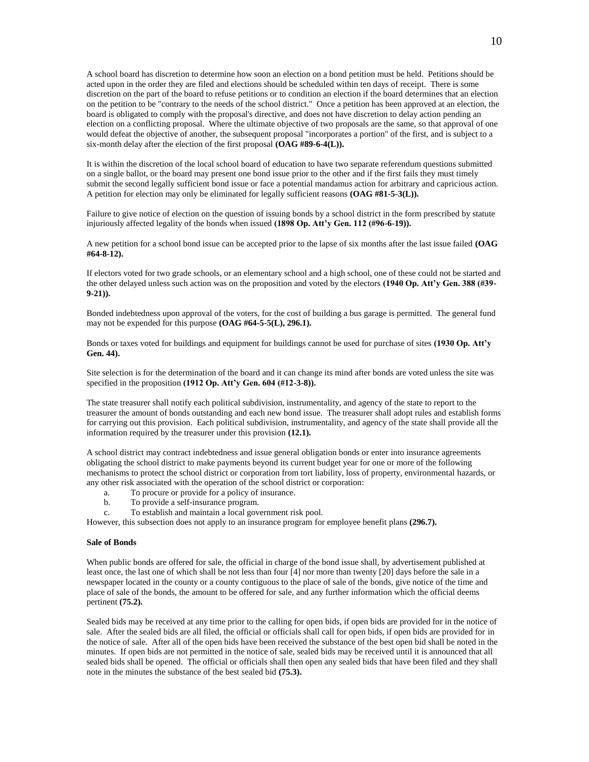A school board has discretion to determine how soon an election on a bond petition must be held. Petitions should be acted upon in the order they are filed and elections should be scheduled within ten days of receipt. There is some discretion on the part of the board to refuse petitions or to condition an election if the board determines that an election on the petition to be "contrary to the needs of the school district." Once a petition has been approved at an election, the board is obligated to comply with the proposal's directive, and does not have discretion to delay action pending an election on a conflicting proposal. Where the ultimate objective of two proposals are the same, so that approval of one would defeat the objective of another, the subsequent proposal "incorporates a portion" of the first, and is subject to a six-month delay after the election of the first proposal **(OAG #89-6-4(L)).**

It is within the discretion of the local school board of education to have two separate referendum questions submitted on a single ballot, or the board may present one bond issue prior to the other and if the first fails they must timely submit the second legally sufficient bond issue or face a potential mandamus action for arbitrary and capricious action. A petition for election may only be eliminated for legally sufficient reasons **(OAG #81-5-3(L)).**

Failure to give notice of election on the question of issuing bonds by a school district in the form prescribed by statute injuriously affected legality of the bonds when issued **(1898 Op. Att'y Gen. 112 (#96-6-19)).**

A new petition for a school bond issue can be accepted prior to the lapse of six months after the last issue failed **(OAG #64-8-12).**

If electors voted for two grade schools, or an elementary school and a high school, one of these could not be started and the other delayed unless such action was on the proposition and voted by the electors **(1940 Op. Att'y Gen. 388 (#39-9-21)).**

Bonded indebtedness upon approval of the voters, for the cost of building a bus garage is permitted. The general fund may not be expended for this purpose **(OAG #64-5-5(L), 296.1).**

Bonds or taxes voted for buildings and equipment for buildings cannot be used for purchase of sites **(1930 Op. Att'y Gen. 44).**

Site selection is for the determination of the board and it can change its mind after bonds are voted unless the site was specified in the proposition **(1912 Op. Att'y Gen. 604 (#12-3-8)).**

The state treasurer shall notify each political subdivision, instrumentality, and agency of the state to report to the treasurer the amount of bonds outstanding and each new bond issue. The treasurer shall adopt rules and establish forms for carrying out this provision. Each political subdivision, instrumentality, and agency of the state shall provide all the information required by the treasurer under this provision **(12.1).**

A school district may contract indebtedness and issue general obligation bonds or enter into insurance agreements obligating the school district to make payments beyond its current budget year for one or more of the following mechanisms to protect the school district or corporation from tort liability, loss of property, environmental hazards, or any other risk associated with the operation of the school district or corporation:

a. To procure or provide for a policy of insurance.
b. To provide a self-insurance program.
c. To establish and maintain a local government risk pool.

However, this subsection does not apply to an insurance program for employee benefit plans **(296.7).**

**Sale of Bonds**

When public bonds are offered for sale, the official in charge of the bond issue shall, by advertisement published at least once, the last one of which shall be not less than four [4] nor more than twenty [20] days before the sale in a newspaper located in the county or a county contiguous to the place of sale of the bonds, give notice of the time and place of sale of the bonds, the amount to be offered for sale, and any further information which the official deems pertinent **(75.2).**

Sealed bids may be received at any time prior to the calling for open bids, if open bids are provided for in the notice of sale. After the sealed bids are all filed, the official or officials shall call for open bids, if open bids are provided for in the notice of sale. After all of the open bids have been received the substance of the best open bid shall be noted in the minutes. If open bids are not permitted in the notice of sale, sealed bids may be received until it is announced that all sealed bids shall be opened. The official or officials shall then open any sealed bids that have been filed and they shall note in the minutes the substance of the best sealed bid **(75.3).**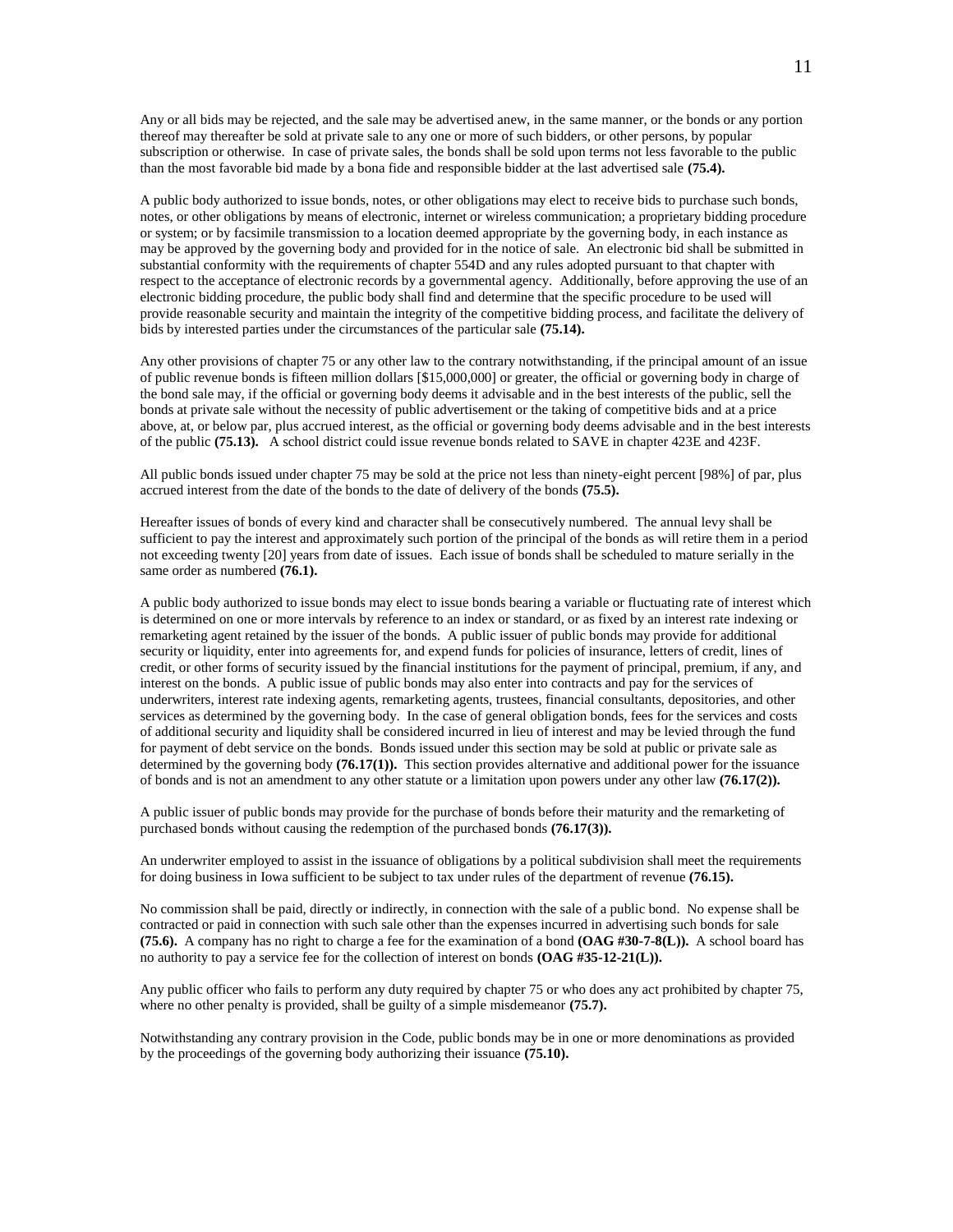Any or all bids may be rejected, and the sale may be advertised anew, in the same manner, or the bonds or any portion thereof may thereafter be sold at private sale to any one or more of such bidders, or other persons, by popular subscription or otherwise. In case of private sales, the bonds shall be sold upon terms not less favorable to the public than the most favorable bid made by a bona fide and responsible bidder at the last advertised sale **(75.4).**

A public body authorized to issue bonds, notes, or other obligations may elect to receive bids to purchase such bonds, notes, or other obligations by means of electronic, internet or wireless communication; a proprietary bidding procedure or system; or by facsimile transmission to a location deemed appropriate by the governing body, in each instance as may be approved by the governing body and provided for in the notice of sale. An electronic bid shall be submitted in substantial conformity with the requirements of chapter 554D and any rules adopted pursuant to that chapter with respect to the acceptance of electronic records by a governmental agency. Additionally, before approving the use of an electronic bidding procedure, the public body shall find and determine that the specific procedure to be used will provide reasonable security and maintain the integrity of the competitive bidding process, and facilitate the delivery of bids by interested parties under the circumstances of the particular sale **(75.14).**

Any other provisions of chapter 75 or any other law to the contrary notwithstanding, if the principal amount of an issue of public revenue bonds is fifteen million dollars [$15,000,000] or greater, the official or governing body in charge of the bond sale may, if the official or governing body deems it advisable and in the best interests of the public, sell the bonds at private sale without the necessity of public advertisement or the taking of competitive bids and at a price above, at, or below par, plus accrued interest, as the official or governing body deems advisable and in the best interests of the public **(75.13).** A school district could issue revenue bonds related to SAVE in chapter 423E and 423F.

All public bonds issued under chapter 75 may be sold at the price not less than ninety-eight percent [98%] of par, plus accrued interest from the date of the bonds to the date of delivery of the bonds **(75.5).**

Hereafter issues of bonds of every kind and character shall be consecutively numbered. The annual levy shall be sufficient to pay the interest and approximately such portion of the principal of the bonds as will retire them in a period not exceeding twenty [20] years from date of issues. Each issue of bonds shall be scheduled to mature serially in the same order as numbered **(76.1).**

A public body authorized to issue bonds may elect to issue bonds bearing a variable or fluctuating rate of interest which is determined on one or more intervals by reference to an index or standard, or as fixed by an interest rate indexing or remarketing agent retained by the issuer of the bonds. A public issuer of public bonds may provide for additional security or liquidity, enter into agreements for, and expend funds for policies of insurance, letters of credit, lines of credit, or other forms of security issued by the financial institutions for the payment of principal, premium, if any, and interest on the bonds. A public issue of public bonds may also enter into contracts and pay for the services of underwriters, interest rate indexing agents, remarketing agents, trustees, financial consultants, depositories, and other services as determined by the governing body. In the case of general obligation bonds, fees for the services and costs of additional security and liquidity shall be considered incurred in lieu of interest and may be levied through the fund for payment of debt service on the bonds. Bonds issued under this section may be sold at public or private sale as determined by the governing body **(76.17(1)).** This section provides alternative and additional power for the issuance of bonds and is not an amendment to any other statute or a limitation upon powers under any other law **(76.17(2)).**

A public issuer of public bonds may provide for the purchase of bonds before their maturity and the remarketing of purchased bonds without causing the redemption of the purchased bonds **(76.17(3)).**

An underwriter employed to assist in the issuance of obligations by a political subdivision shall meet the requirements for doing business in Iowa sufficient to be subject to tax under rules of the department of revenue **(76.15).**

No commission shall be paid, directly or indirectly, in connection with the sale of a public bond. No expense shall be contracted or paid in connection with such sale other than the expenses incurred in advertising such bonds for sale **(75.6).** A company has no right to charge a fee for the examination of a bond **(OAG #30-7-8(L)).** A school board has no authority to pay a service fee for the collection of interest on bonds **(OAG #35-12-21(L)).**

Any public officer who fails to perform any duty required by chapter 75 or who does any act prohibited by chapter 75, where no other penalty is provided, shall be guilty of a simple misdemeanor **(75.7).**

Notwithstanding any contrary provision in the Code, public bonds may be in one or more denominations as provided by the proceedings of the governing body authorizing their issuance **(75.10).**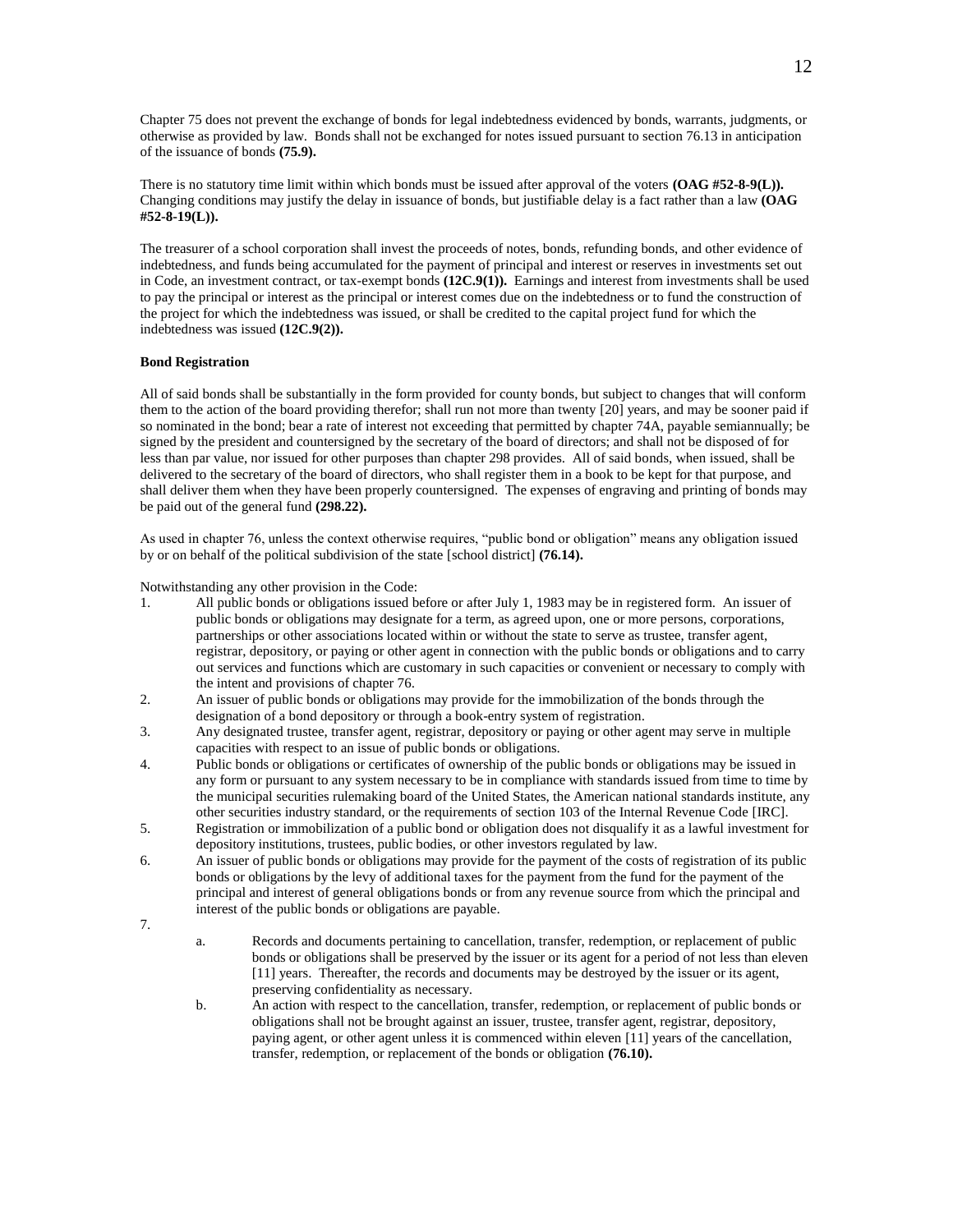Chapter 75 does not prevent the exchange of bonds for legal indebtedness evidenced by bonds, warrants, judgments, or otherwise as provided by law. Bonds shall not be exchanged for notes issued pursuant to section 76.13 in anticipation of the issuance of bonds **(75.9).**

There is no statutory time limit within which bonds must be issued after approval of the voters **(OAG #52-8-9(L)).** Changing conditions may justify the delay in issuance of bonds, but justifiable delay is a fact rather than a law **(OAG #52-8-19(L)).**

The treasurer of a school corporation shall invest the proceeds of notes, bonds, refunding bonds, and other evidence of indebtedness, and funds being accumulated for the payment of principal and interest or reserves in investments set out in Code, an investment contract, or tax-exempt bonds **(12C.9(1)).** Earnings and interest from investments shall be used to pay the principal or interest as the principal or interest comes due on the indebtedness or to fund the construction of the project for which the indebtedness was issued, or shall be credited to the capital project fund for which the indebtedness was issued **(12C.9(2)).**

**Bond Registration**

All of said bonds shall be substantially in the form provided for county bonds, but subject to changes that will conform them to the action of the board providing therefor; shall run not more than twenty [20] years, and may be sooner paid if so nominated in the bond; bear a rate of interest not exceeding that permitted by chapter 74A, payable semiannually; be signed by the president and countersigned by the secretary of the board of directors; and shall not be disposed of for less than par value, nor issued for other purposes than chapter 298 provides. All of said bonds, when issued, shall be delivered to the secretary of the board of directors, who shall register them in a book to be kept for that purpose, and shall deliver them when they have been properly countersigned. The expenses of engraving and printing of bonds may be paid out of the general fund **(298.22).**

As used in chapter 76, unless the context otherwise requires, "public bond or obligation" means any obligation issued by or on behalf of the political subdivision of the state [school district] **(76.14).**

Notwithstanding any other provision in the Code:

1. All public bonds or obligations issued before or after July 1, 1983 may be in registered form. An issuer of public bonds or obligations may designate for a term, as agreed upon, one or more persons, corporations, partnerships or other associations located within or without the state to serve as trustee, transfer agent, registrar, depository, or paying or other agent in connection with the public bonds or obligations and to carry out services and functions which are customary in such capacities or convenient or necessary to comply with the intent and provisions of chapter 76.
2. An issuer of public bonds or obligations may provide for the immobilization of the bonds through the designation of a bond depository or through a book-entry system of registration.
3. Any designated trustee, transfer agent, registrar, depository or paying or other agent may serve in multiple capacities with respect to an issue of public bonds or obligations.
4. Public bonds or obligations or certificates of ownership of the public bonds or obligations may be issued in any form or pursuant to any system necessary to be in compliance with standards issued from time to time by the municipal securities rulemaking board of the United States, the American national standards institute, any other securities industry standard, or the requirements of section 103 of the Internal Revenue Code [IRC].
5. Registration or immobilization of a public bond or obligation does not disqualify it as a lawful investment for depository institutions, trustees, public bodies, or other investors regulated by law.
6. An issuer of public bonds or obligations may provide for the payment of the costs of registration of its public bonds or obligations by the levy of additional taxes for the payment from the fund for the payment of the principal and interest of general obligations bonds or from any revenue source from which the principal and interest of the public bonds or obligations are payable.
7. 
   a. Records and documents pertaining to cancellation, transfer, redemption, or replacement of public bonds or obligations shall be preserved by the issuer or its agent for a period of not less than eleven [11] years. Thereafter, the records and documents may be destroyed by the issuer or its agent, preserving confidentiality as necessary.
   b. An action with respect to the cancellation, transfer, redemption, or replacement of public bonds or obligations shall not be brought against an issuer, trustee, transfer agent, registrar, depository, paying agent, or other agent unless it is commenced within eleven [11] years of the cancellation, transfer, redemption, or replacement of the bonds or obligation **(76.10).**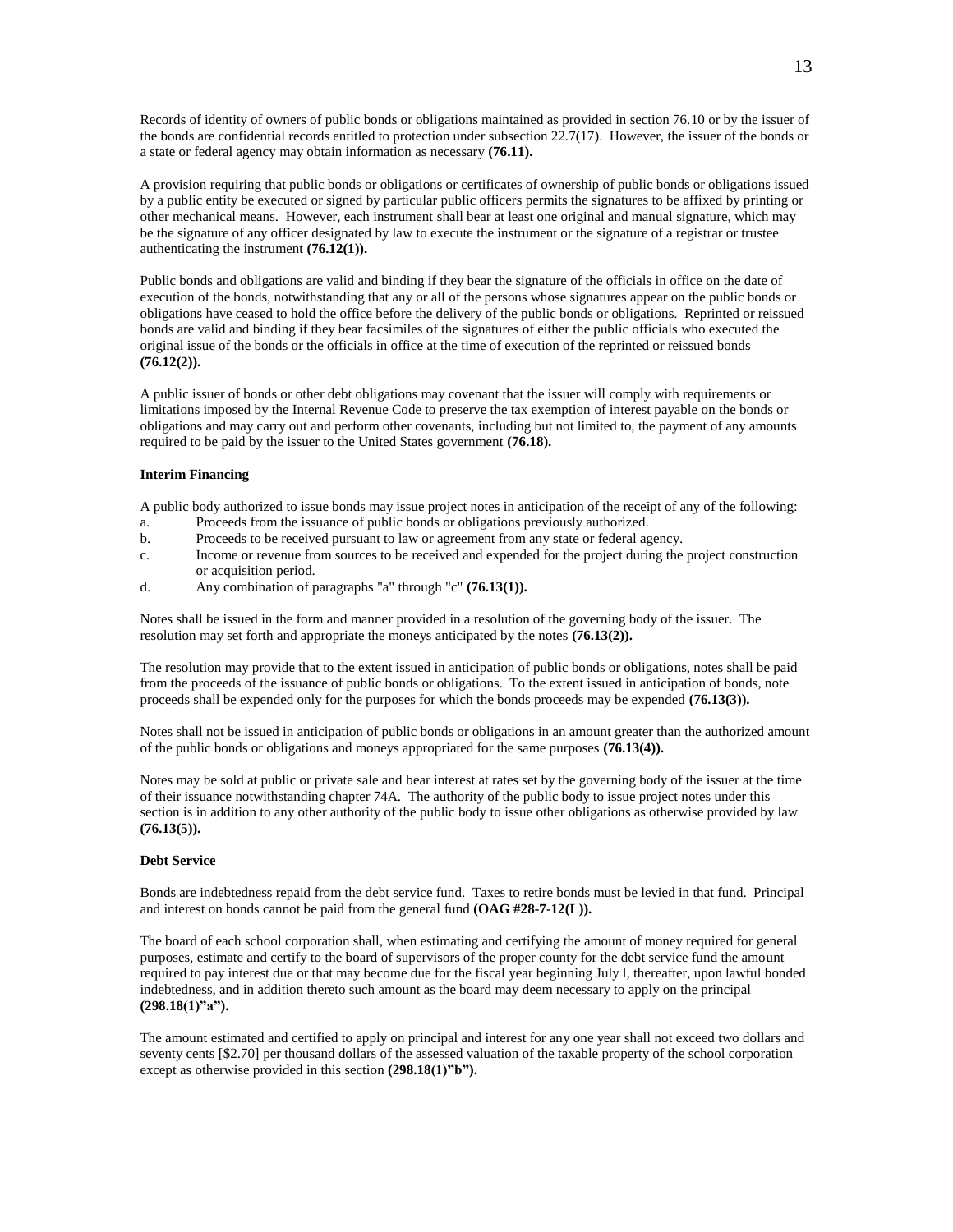Records of identity of owners of public bonds or obligations maintained as provided in section 76.10 or by the issuer of the bonds are confidential records entitled to protection under subsection 22.7(17). However, the issuer of the bonds or a state or federal agency may obtain information as necessary **(76.11).**

A provision requiring that public bonds or obligations or certificates of ownership of public bonds or obligations issued by a public entity be executed or signed by particular public officers permits the signatures to be affixed by printing or other mechanical means. However, each instrument shall bear at least one original and manual signature, which may be the signature of any officer designated by law to execute the instrument or the signature of a registrar or trustee authenticating the instrument **(76.12(1)).**

Public bonds and obligations are valid and binding if they bear the signature of the officials in office on the date of execution of the bonds, notwithstanding that any or all of the persons whose signatures appear on the public bonds or obligations have ceased to hold the office before the delivery of the public bonds or obligations. Reprinted or reissued bonds are valid and binding if they bear facsimiles of the signatures of either the public officials who executed the original issue of the bonds or the officials in office at the time of execution of the reprinted or reissued bonds **(76.12(2)).**

A public issuer of bonds or other debt obligations may covenant that the issuer will comply with requirements or limitations imposed by the Internal Revenue Code to preserve the tax exemption of interest payable on the bonds or obligations and may carry out and perform other covenants, including but not limited to, the payment of any amounts required to be paid by the issuer to the United States government **(76.18).**

**Interim Financing**

A public body authorized to issue bonds may issue project notes in anticipation of the receipt of any of the following:

a. Proceeds from the issuance of public bonds or obligations previously authorized.
b. Proceeds to be received pursuant to law or agreement from any state or federal agency.
c. Income or revenue from sources to be received and expended for the project during the project construction or acquisition period.
d. Any combination of paragraphs "a" through "c" **(76.13(1)).**

Notes shall be issued in the form and manner provided in a resolution of the governing body of the issuer. The resolution may set forth and appropriate the moneys anticipated by the notes **(76.13(2)).**

The resolution may provide that to the extent issued in anticipation of public bonds or obligations, notes shall be paid from the proceeds of the issuance of public bonds or obligations. To the extent issued in anticipation of bonds, note proceeds shall be expended only for the purposes for which the bonds proceeds may be expended **(76.13(3)).**

Notes shall not be issued in anticipation of public bonds or obligations in an amount greater than the authorized amount of the public bonds or obligations and moneys appropriated for the same purposes **(76.13(4)).**

Notes may be sold at public or private sale and bear interest at rates set by the governing body of the issuer at the time of their issuance notwithstanding chapter 74A. The authority of the public body to issue project notes under this section is in addition to any other authority of the public body to issue other obligations as otherwise provided by law **(76.13(5)).**

**Debt Service**

Bonds are indebtedness repaid from the debt service fund. Taxes to retire bonds must be levied in that fund. Principal and interest on bonds cannot be paid from the general fund **(OAG #28-7-12(L)).**

The board of each school corporation shall, when estimating and certifying the amount of money required for general purposes, estimate and certify to the board of supervisors of the proper county for the debt service fund the amount required to pay interest due or that may become due for the fiscal year beginning July l, thereafter, upon lawful bonded indebtedness, and in addition thereto such amount as the board may deem necessary to apply on the principal **(298.18(1)"a").**

The amount estimated and certified to apply on principal and interest for any one year shall not exceed two dollars and seventy cents [$2.70] per thousand dollars of the assessed valuation of the taxable property of the school corporation except as otherwise provided in this section **(298.18(1)"b").**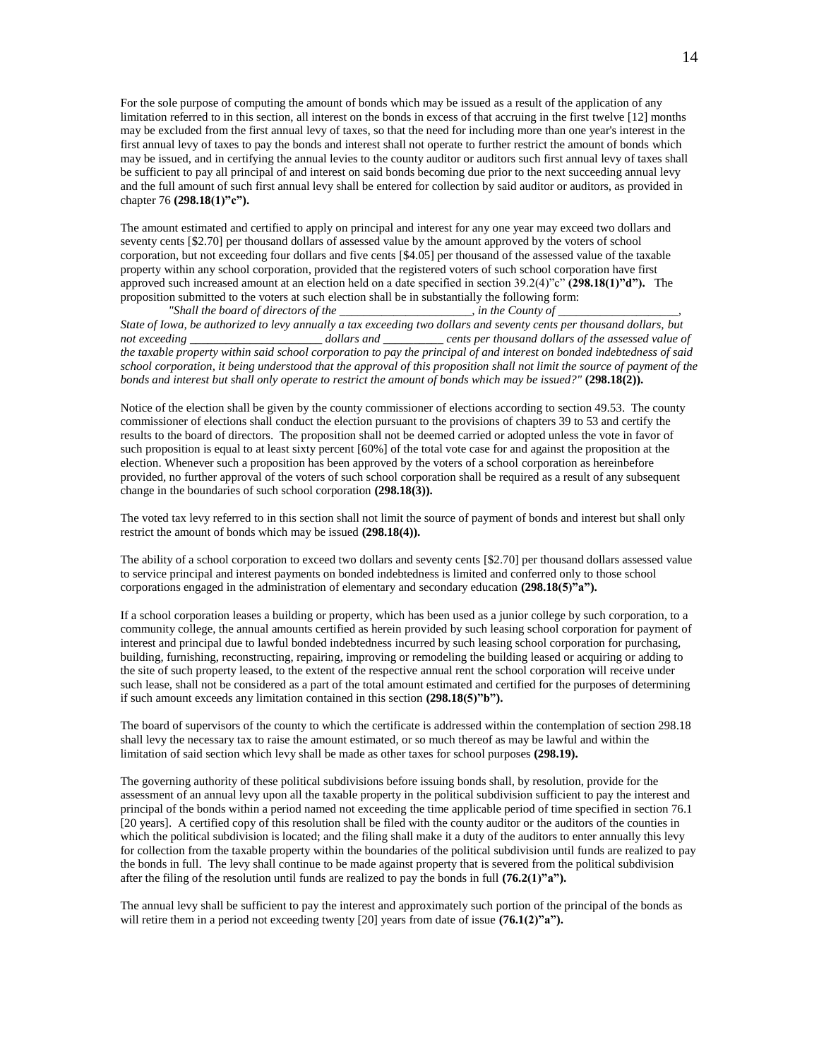For the sole purpose of computing the amount of bonds which may be issued as a result of the application of any limitation referred to in this section, all interest on the bonds in excess of that accruing in the first twelve [12] months may be excluded from the first annual levy of taxes, so that the need for including more than one year's interest in the first annual levy of taxes to pay the bonds and interest shall not operate to further restrict the amount of bonds which may be issued, and in certifying the annual levies to the county auditor or auditors such first annual levy of taxes shall be sufficient to pay all principal of and interest on said bonds becoming due prior to the next succeeding annual levy and the full amount of such first annual levy shall be entered for collection by said auditor or auditors, as provided in chapter 76 **(298.18(1)"c").**

The amount estimated and certified to apply on principal and interest for any one year may exceed two dollars and seventy cents [$2.70] per thousand dollars of assessed value by the amount approved by the voters of school corporation, but not exceeding four dollars and five cents [$4.05] per thousand of the assessed value of the taxable property within any school corporation, provided that the registered voters of such school corporation have first approved such increased amount at an election held on a date specified in section 39.2(4)"c" **(298.18(1)"d").** The proposition submitted to the voters at such election shall be in substantially the following form:

*"Shall the board of directors of the ______________________, in the County of ____________________, State of Iowa, be authorized to levy annually a tax exceeding two dollars and seventy cents per thousand dollars, but not exceeding ______________________ dollars and __________ cents per thousand dollars of the assessed value of the taxable property within said school corporation to pay the principal of and interest on bonded indebtedness of said school corporation, it being understood that the approval of this proposition shall not limit the source of payment of the bonds and interest but shall only operate to restrict the amount of bonds which may be issued?"* **(298.18(2)).**

Notice of the election shall be given by the county commissioner of elections according to section 49.53. The county commissioner of elections shall conduct the election pursuant to the provisions of chapters 39 to 53 and certify the results to the board of directors. The proposition shall not be deemed carried or adopted unless the vote in favor of such proposition is equal to at least sixty percent [60%] of the total vote case for and against the proposition at the election. Whenever such a proposition has been approved by the voters of a school corporation as hereinbefore provided, no further approval of the voters of such school corporation shall be required as a result of any subsequent change in the boundaries of such school corporation **(298.18(3)).**

The voted tax levy referred to in this section shall not limit the source of payment of bonds and interest but shall only restrict the amount of bonds which may be issued **(298.18(4)).**

The ability of a school corporation to exceed two dollars and seventy cents [$2.70] per thousand dollars assessed value to service principal and interest payments on bonded indebtedness is limited and conferred only to those school corporations engaged in the administration of elementary and secondary education **(298.18(5)"a").**

If a school corporation leases a building or property, which has been used as a junior college by such corporation, to a community college, the annual amounts certified as herein provided by such leasing school corporation for payment of interest and principal due to lawful bonded indebtedness incurred by such leasing school corporation for purchasing, building, furnishing, reconstructing, repairing, improving or remodeling the building leased or acquiring or adding to the site of such property leased, to the extent of the respective annual rent the school corporation will receive under such lease, shall not be considered as a part of the total amount estimated and certified for the purposes of determining if such amount exceeds any limitation contained in this section **(298.18(5)"b").**

The board of supervisors of the county to which the certificate is addressed within the contemplation of section 298.18 shall levy the necessary tax to raise the amount estimated, or so much thereof as may be lawful and within the limitation of said section which levy shall be made as other taxes for school purposes **(298.19).**

The governing authority of these political subdivisions before issuing bonds shall, by resolution, provide for the assessment of an annual levy upon all the taxable property in the political subdivision sufficient to pay the interest and principal of the bonds within a period named not exceeding the time applicable period of time specified in section 76.1 [20 years]. A certified copy of this resolution shall be filed with the county auditor or the auditors of the counties in which the political subdivision is located; and the filing shall make it a duty of the auditors to enter annually this levy for collection from the taxable property within the boundaries of the political subdivision until funds are realized to pay the bonds in full. The levy shall continue to be made against property that is severed from the political subdivision after the filing of the resolution until funds are realized to pay the bonds in full **(76.2(1)"a").**

The annual levy shall be sufficient to pay the interest and approximately such portion of the principal of the bonds as will retire them in a period not exceeding twenty [20] years from date of issue **(76.1(2)"a").**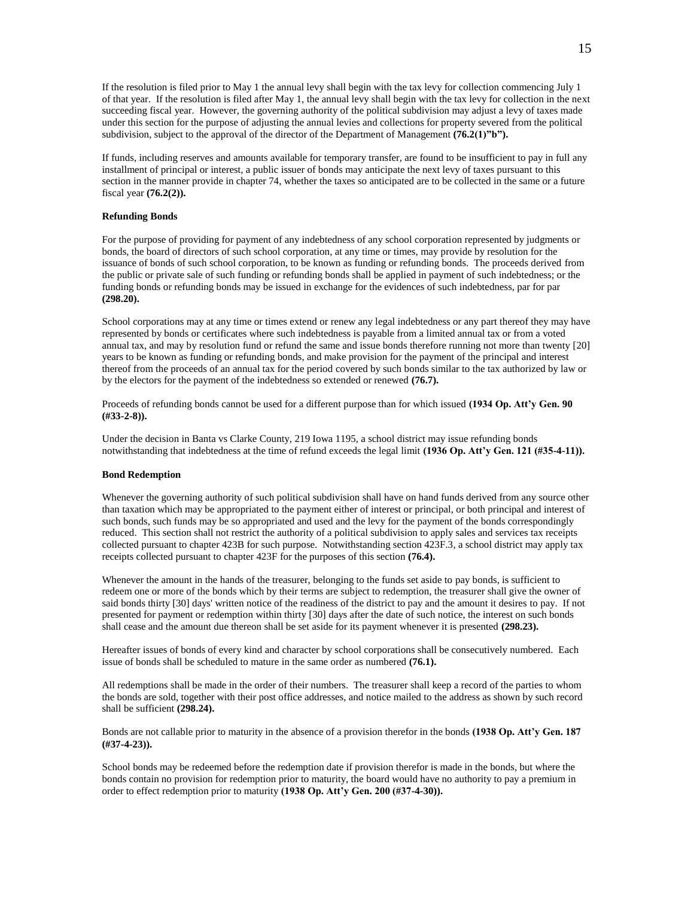If the resolution is filed prior to May 1 the annual levy shall begin with the tax levy for collection commencing July 1 of that year. If the resolution is filed after May 1, the annual levy shall begin with the tax levy for collection in the next succeeding fiscal year. However, the governing authority of the political subdivision may adjust a levy of taxes made under this section for the purpose of adjusting the annual levies and collections for property severed from the political subdivision, subject to the approval of the director of the Department of Management **(76.2(1)"b").**

If funds, including reserves and amounts available for temporary transfer, are found to be insufficient to pay in full any installment of principal or interest, a public issuer of bonds may anticipate the next levy of taxes pursuant to this section in the manner provide in chapter 74, whether the taxes so anticipated are to be collected in the same or a future fiscal year **(76.2(2)).**

**Refunding Bonds**

For the purpose of providing for payment of any indebtedness of any school corporation represented by judgments or bonds, the board of directors of such school corporation, at any time or times, may provide by resolution for the issuance of bonds of such school corporation, to be known as funding or refunding bonds. The proceeds derived from the public or private sale of such funding or refunding bonds shall be applied in payment of such indebtedness; or the funding bonds or refunding bonds may be issued in exchange for the evidences of such indebtedness, par for par **(298.20).**

School corporations may at any time or times extend or renew any legal indebtedness or any part thereof they may have represented by bonds or certificates where such indebtedness is payable from a limited annual tax or from a voted annual tax, and may by resolution fund or refund the same and issue bonds therefore running not more than twenty [20] years to be known as funding or refunding bonds, and make provision for the payment of the principal and interest thereof from the proceeds of an annual tax for the period covered by such bonds similar to the tax authorized by law or by the electors for the payment of the indebtedness so extended or renewed **(76.7).**

Proceeds of refunding bonds cannot be used for a different purpose than for which issued **(1934 Op. Att'y Gen. 90 (#33-2-8)).**

Under the decision in Banta vs Clarke County, 219 Iowa 1195, a school district may issue refunding bonds notwithstanding that indebtedness at the time of refund exceeds the legal limit **(1936 Op. Att'y Gen. 121 (#35-4-11)).**

**Bond Redemption**

Whenever the governing authority of such political subdivision shall have on hand funds derived from any source other than taxation which may be appropriated to the payment either of interest or principal, or both principal and interest of such bonds, such funds may be so appropriated and used and the levy for the payment of the bonds correspondingly reduced. This section shall not restrict the authority of a political subdivision to apply sales and services tax receipts collected pursuant to chapter 423B for such purpose. Notwithstanding section 423F.3, a school district may apply tax receipts collected pursuant to chapter 423F for the purposes of this section **(76.4).**

Whenever the amount in the hands of the treasurer, belonging to the funds set aside to pay bonds, is sufficient to redeem one or more of the bonds which by their terms are subject to redemption, the treasurer shall give the owner of said bonds thirty [30] days' written notice of the readiness of the district to pay and the amount it desires to pay. If not presented for payment or redemption within thirty [30] days after the date of such notice, the interest on such bonds shall cease and the amount due thereon shall be set aside for its payment whenever it is presented **(298.23).**

Hereafter issues of bonds of every kind and character by school corporations shall be consecutively numbered. Each issue of bonds shall be scheduled to mature in the same order as numbered **(76.1).**

All redemptions shall be made in the order of their numbers. The treasurer shall keep a record of the parties to whom the bonds are sold, together with their post office addresses, and notice mailed to the address as shown by such record shall be sufficient **(298.24).**

Bonds are not callable prior to maturity in the absence of a provision therefor in the bonds **(1938 Op. Att'y Gen. 187 (#37-4-23)).**

School bonds may be redeemed before the redemption date if provision therefor is made in the bonds, but where the bonds contain no provision for redemption prior to maturity, the board would have no authority to pay a premium in order to effect redemption prior to maturity **(1938 Op. Att'y Gen. 200 (#37-4-30)).**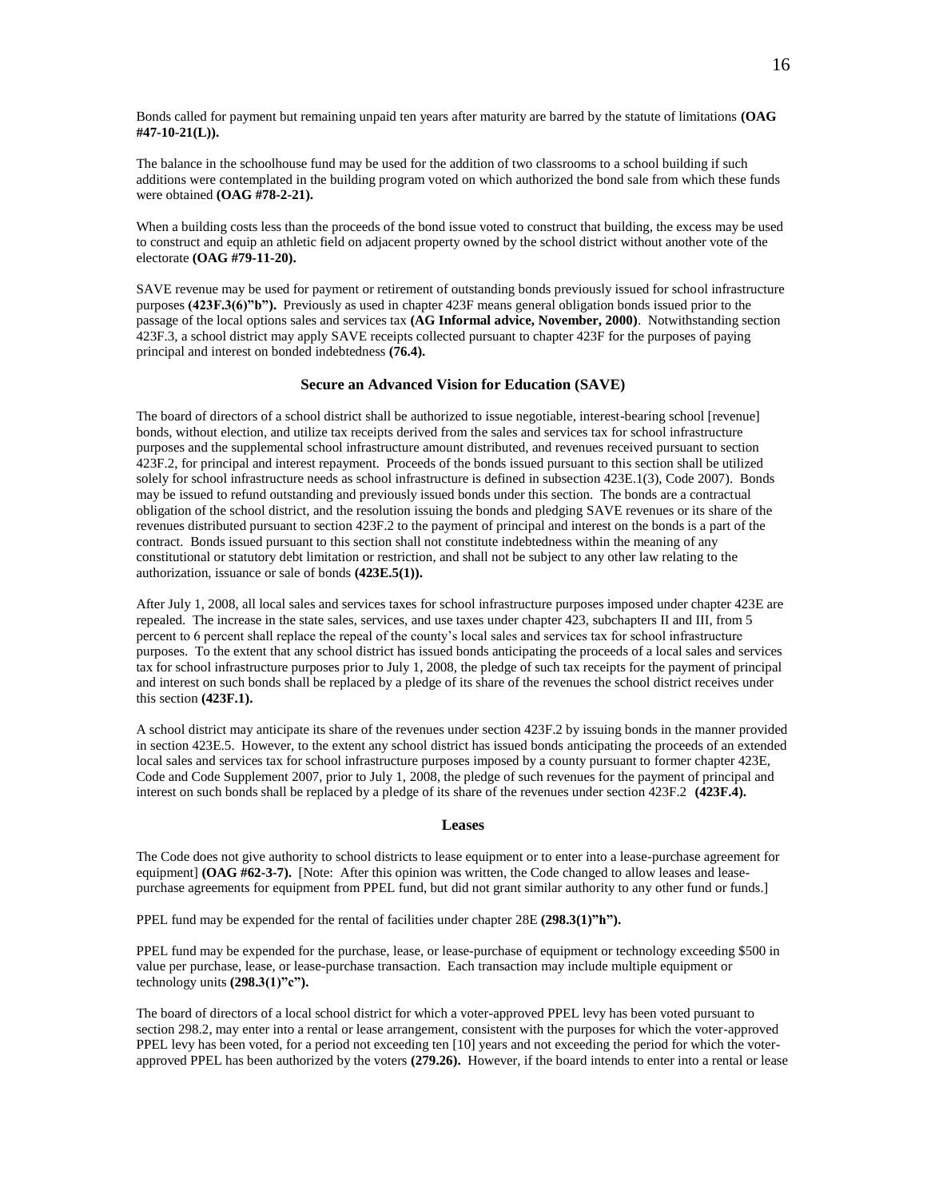Bonds called for payment but remaining unpaid ten years after maturity are barred by the statute of limitations **(OAG #47-10-21(L)).**

The balance in the schoolhouse fund may be used for the addition of two classrooms to a school building if such additions were contemplated in the building program voted on which authorized the bond sale from which these funds were obtained **(OAG #78-2-21).**

When a building costs less than the proceeds of the bond issue voted to construct that building, the excess may be used to construct and equip an athletic field on adjacent property owned by the school district without another vote of the electorate **(OAG #79-11-20).**

SAVE revenue may be used for payment or retirement of outstanding bonds previously issued for school infrastructure purposes **(423F.3(6)"b").** Previously as used in chapter 423F means general obligation bonds issued prior to the passage of the local options sales and services tax **(AG Informal advice, November, 2000)**. Notwithstanding section 423F.3, a school district may apply SAVE receipts collected pursuant to chapter 423F for the purposes of paying principal and interest on bonded indebtedness **(76.4).**

### Secure an Advanced Vision for Education (SAVE)

The board of directors of a school district shall be authorized to issue negotiable, interest-bearing school [revenue] bonds, without election, and utilize tax receipts derived from the sales and services tax for school infrastructure purposes and the supplemental school infrastructure amount distributed, and revenues received pursuant to section 423F.2, for principal and interest repayment. Proceeds of the bonds issued pursuant to this section shall be utilized solely for school infrastructure needs as school infrastructure is defined in subsection 423E.1(3), Code 2007). Bonds may be issued to refund outstanding and previously issued bonds under this section. The bonds are a contractual obligation of the school district, and the resolution issuing the bonds and pledging SAVE revenues or its share of the revenues distributed pursuant to section 423F.2 to the payment of principal and interest on the bonds is a part of the contract. Bonds issued pursuant to this section shall not constitute indebtedness within the meaning of any constitutional or statutory debt limitation or restriction, and shall not be subject to any other law relating to the authorization, issuance or sale of bonds **(423E.5(1)).**

After July 1, 2008, all local sales and services taxes for school infrastructure purposes imposed under chapter 423E are repealed. The increase in the state sales, services, and use taxes under chapter 423, subchapters II and III, from 5 percent to 6 percent shall replace the repeal of the county's local sales and services tax for school infrastructure purposes. To the extent that any school district has issued bonds anticipating the proceeds of a local sales and services tax for school infrastructure purposes prior to July 1, 2008, the pledge of such tax receipts for the payment of principal and interest on such bonds shall be replaced by a pledge of its share of the revenues the school district receives under this section **(423F.1).**

A school district may anticipate its share of the revenues under section 423F.2 by issuing bonds in the manner provided in section 423E.5. However, to the extent any school district has issued bonds anticipating the proceeds of an extended local sales and services tax for school infrastructure purposes imposed by a county pursuant to former chapter 423E, Code and Code Supplement 2007, prior to July 1, 2008, the pledge of such revenues for the payment of principal and interest on such bonds shall be replaced by a pledge of its share of the revenues under section 423F.2 **(423F.4).**

### Leases

The Code does not give authority to school districts to lease equipment or to enter into a lease-purchase agreement for equipment] **(OAG #62-3-7).** [Note: After this opinion was written, the Code changed to allow leases and lease-purchase agreements for equipment from PPEL fund, but did not grant similar authority to any other fund or funds.]

PPEL fund may be expended for the rental of facilities under chapter 28E **(298.3(1)"h").**

PPEL fund may be expended for the purchase, lease, or lease-purchase of equipment or technology exceeding $500 in value per purchase, lease, or lease-purchase transaction. Each transaction may include multiple equipment or technology units **(298.3(1)"c").**

The board of directors of a local school district for which a voter-approved PPEL levy has been voted pursuant to section 298.2, may enter into a rental or lease arrangement, consistent with the purposes for which the voter-approved PPEL levy has been voted, for a period not exceeding ten [10] years and not exceeding the period for which the voter-approved PPEL has been authorized by the voters **(279.26).** However, if the board intends to enter into a rental or lease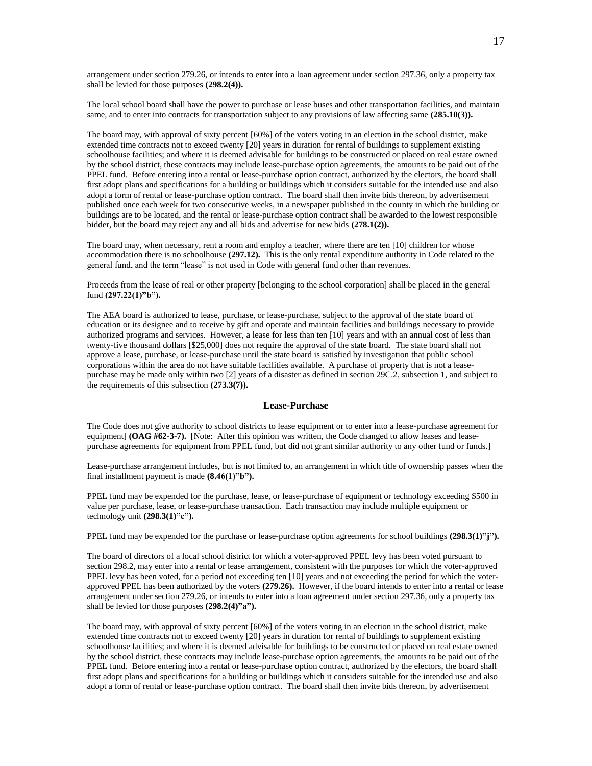arrangement under section 279.26, or intends to enter into a loan agreement under section 297.36, only a property tax shall be levied for those purposes **(298.2(4)).**

The local school board shall have the power to purchase or lease buses and other transportation facilities, and maintain same, and to enter into contracts for transportation subject to any provisions of law affecting same **(285.10(3)).**

The board may, with approval of sixty percent [60%] of the voters voting in an election in the school district, make extended time contracts not to exceed twenty [20] years in duration for rental of buildings to supplement existing schoolhouse facilities; and where it is deemed advisable for buildings to be constructed or placed on real estate owned by the school district, these contracts may include lease-purchase option agreements, the amounts to be paid out of the PPEL fund. Before entering into a rental or lease-purchase option contract, authorized by the electors, the board shall first adopt plans and specifications for a building or buildings which it considers suitable for the intended use and also adopt a form of rental or lease-purchase option contract. The board shall then invite bids thereon, by advertisement published once each week for two consecutive weeks, in a newspaper published in the county in which the building or buildings are to be located, and the rental or lease-purchase option contract shall be awarded to the lowest responsible bidder, but the board may reject any and all bids and advertise for new bids **(278.1(2)).**

The board may, when necessary, rent a room and employ a teacher, where there are ten [10] children for whose accommodation there is no schoolhouse **(297.12).** This is the only rental expenditure authority in Code related to the general fund, and the term "lease" is not used in Code with general fund other than revenues.

Proceeds from the lease of real or other property [belonging to the school corporation] shall be placed in the general fund **(297.22(1)"b").**

The AEA board is authorized to lease, purchase, or lease-purchase, subject to the approval of the state board of education or its designee and to receive by gift and operate and maintain facilities and buildings necessary to provide authorized programs and services. However, a lease for less than ten [10] years and with an annual cost of less than twenty-five thousand dollars [$25,000] does not require the approval of the state board. The state board shall not approve a lease, purchase, or lease-purchase until the state board is satisfied by investigation that public school corporations within the area do not have suitable facilities available. A purchase of property that is not a lease-purchase may be made only within two [2] years of a disaster as defined in section 29C.2, subsection 1, and subject to the requirements of this subsection **(273.3(7)).**

## Lease-Purchase

The Code does not give authority to school districts to lease equipment or to enter into a lease-purchase agreement for equipment] **(OAG #62-3-7).** [Note: After this opinion was written, the Code changed to allow leases and lease-purchase agreements for equipment from PPEL fund, but did not grant similar authority to any other fund or funds.]

Lease-purchase arrangement includes, but is not limited to, an arrangement in which title of ownership passes when the final installment payment is made **(8.46(1)"b").**

PPEL fund may be expended for the purchase, lease, or lease-purchase of equipment or technology exceeding $500 in value per purchase, lease, or lease-purchase transaction. Each transaction may include multiple equipment or technology unit **(298.3(1)"c").**

PPEL fund may be expended for the purchase or lease-purchase option agreements for school buildings **(298.3(1)"j").**

The board of directors of a local school district for which a voter-approved PPEL levy has been voted pursuant to section 298.2, may enter into a rental or lease arrangement, consistent with the purposes for which the voter-approved PPEL levy has been voted, for a period not exceeding ten [10] years and not exceeding the period for which the voter-approved PPEL has been authorized by the voters **(279.26).** However, if the board intends to enter into a rental or lease arrangement under section 279.26, or intends to enter into a loan agreement under section 297.36, only a property tax shall be levied for those purposes **(298.2(4)"a").**

The board may, with approval of sixty percent [60%] of the voters voting in an election in the school district, make extended time contracts not to exceed twenty [20] years in duration for rental of buildings to supplement existing schoolhouse facilities; and where it is deemed advisable for buildings to be constructed or placed on real estate owned by the school district, these contracts may include lease-purchase option agreements, the amounts to be paid out of the PPEL fund. Before entering into a rental or lease-purchase option contract, authorized by the electors, the board shall first adopt plans and specifications for a building or buildings which it considers suitable for the intended use and also adopt a form of rental or lease-purchase option contract. The board shall then invite bids thereon, by advertisement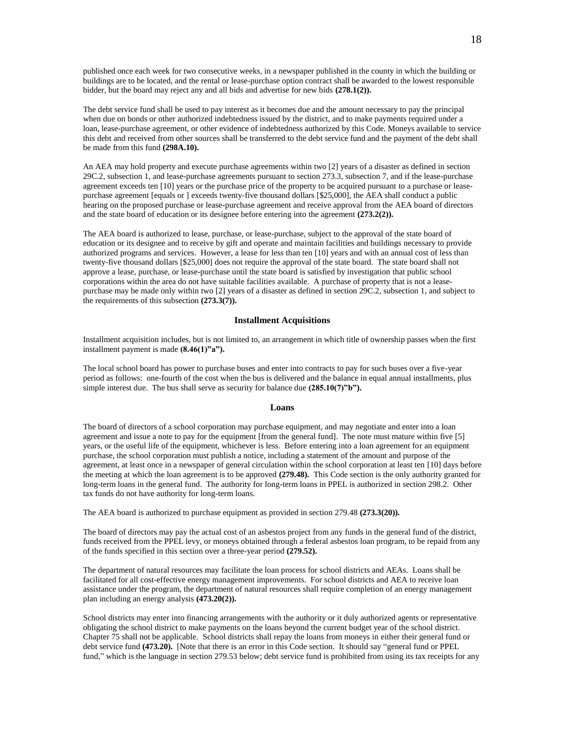published once each week for two consecutive weeks, in a newspaper published in the county in which the building or buildings are to be located, and the rental or lease-purchase option contract shall be awarded to the lowest responsible bidder, but the board may reject any and all bids and advertise for new bids **(278.1(2)).**

The debt service fund shall be used to pay interest as it becomes due and the amount necessary to pay the principal when due on bonds or other authorized indebtedness issued by the district, and to make payments required under a loan, lease-purchase agreement, or other evidence of indebtedness authorized by this Code. Moneys available to service this debt and received from other sources shall be transferred to the debt service fund and the payment of the debt shall be made from this fund **(298A.10).**

An AEA may hold property and execute purchase agreements within two [2] years of a disaster as defined in section 29C.2, subsection 1, and lease-purchase agreements pursuant to section 273.3, subsection 7, and if the lease-purchase agreement exceeds ten [10] years or the purchase price of the property to be acquired pursuant to a purchase or lease-purchase agreement [equals or ] exceeds twenty-five thousand dollars [$25,000], the AEA shall conduct a public hearing on the proposed purchase or lease-purchase agreement and receive approval from the AEA board of directors and the state board of education or its designee before entering into the agreement **(273.2(2)).**

The AEA board is authorized to lease, purchase, or lease-purchase, subject to the approval of the state board of education or its designee and to receive by gift and operate and maintain facilities and buildings necessary to provide authorized programs and services. However, a lease for less than ten [10] years and with an annual cost of less than twenty-five thousand dollars [$25,000] does not require the approval of the state board. The state board shall not approve a lease, purchase, or lease-purchase until the state board is satisfied by investigation that public school corporations within the area do not have suitable facilities available. A purchase of property that is not a lease-purchase may be made only within two [2] years of a disaster as defined in section 29C.2, subsection 1, and subject to the requirements of this subsection **(273.3(7)).**

### Installment Acquisitions

Installment acquisition includes, but is not limited to, an arrangement in which title of ownership passes when the first installment payment is made **(8.46(1)"a").**

The local school board has power to purchase buses and enter into contracts to pay for such buses over a five-year period as follows: one-fourth of the cost when the bus is delivered and the balance in equal annual installments, plus simple interest due. The bus shall serve as security for balance due **(285.10(7)"b").**

### Loans

The board of directors of a school corporation may purchase equipment, and may negotiate and enter into a loan agreement and issue a note to pay for the equipment [from the general fund]. The note must mature within five [5] years, or the useful life of the equipment, whichever is less. Before entering into a loan agreement for an equipment purchase, the school corporation must publish a notice, including a statement of the amount and purpose of the agreement, at least once in a newspaper of general circulation within the school corporation at least ten [10] days before the meeting at which the loan agreement is to be approved **(279.48).** This Code section is the only authority granted for long-term loans in the general fund. The authority for long-term loans in PPEL is authorized in section 298.2. Other tax funds do not have authority for long-term loans.

The AEA board is authorized to purchase equipment as provided in section 279.48 **(273.3(20)).**

The board of directors may pay the actual cost of an asbestos project from any funds in the general fund of the district, funds received from the PPEL levy, or moneys obtained through a federal asbestos loan program, to be repaid from any of the funds specified in this section over a three-year period **(279.52).**

The department of natural resources may facilitate the loan process for school districts and AEAs. Loans shall be facilitated for all cost-effective energy management improvements. For school districts and AEA to receive loan assistance under the program, the department of natural resources shall require completion of an energy management plan including an energy analysis **(473.20(2)).**

School districts may enter into financing arrangements with the authority or it duly authorized agents or representative obligating the school district to make payments on the loans beyond the current budget year of the school district. Chapter 75 shall not be applicable. School districts shall repay the loans from moneys in either their general fund or debt service fund **(473.20).** [Note that there is an error in this Code section. It should say "general fund or PPEL fund," which is the language in section 279.53 below; debt service fund is prohibited from using its tax receipts for any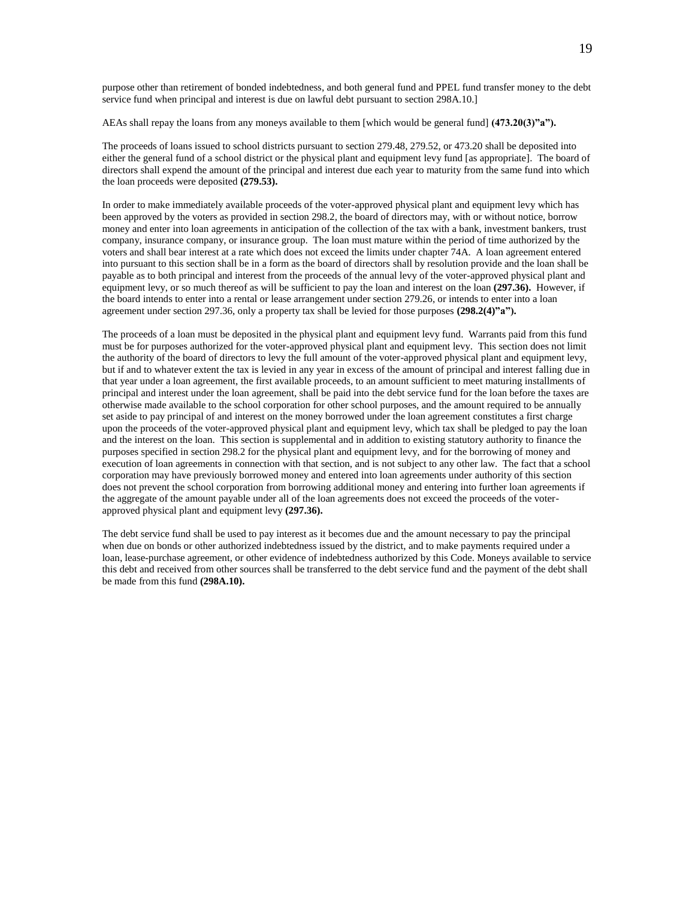purpose other than retirement of bonded indebtedness, and both general fund and PPEL fund transfer money to the debt service fund when principal and interest is due on lawful debt pursuant to section 298A.10.]

AEAs shall repay the loans from any moneys available to them [which would be general fund] **(473.20(3)"a").**

The proceeds of loans issued to school districts pursuant to section 279.48, 279.52, or 473.20 shall be deposited into either the general fund of a school district or the physical plant and equipment levy fund [as appropriate]. The board of directors shall expend the amount of the principal and interest due each year to maturity from the same fund into which the loan proceeds were deposited **(279.53).**

In order to make immediately available proceeds of the voter-approved physical plant and equipment levy which has been approved by the voters as provided in section 298.2, the board of directors may, with or without notice, borrow money and enter into loan agreements in anticipation of the collection of the tax with a bank, investment bankers, trust company, insurance company, or insurance group. The loan must mature within the period of time authorized by the voters and shall bear interest at a rate which does not exceed the limits under chapter 74A. A loan agreement entered into pursuant to this section shall be in a form as the board of directors shall by resolution provide and the loan shall be payable as to both principal and interest from the proceeds of the annual levy of the voter-approved physical plant and equipment levy, or so much thereof as will be sufficient to pay the loan and interest on the loan **(297.36).** However, if the board intends to enter into a rental or lease arrangement under section 279.26, or intends to enter into a loan agreement under section 297.36, only a property tax shall be levied for those purposes **(298.2(4)"a").**

The proceeds of a loan must be deposited in the physical plant and equipment levy fund. Warrants paid from this fund must be for purposes authorized for the voter-approved physical plant and equipment levy. This section does not limit the authority of the board of directors to levy the full amount of the voter-approved physical plant and equipment levy, but if and to whatever extent the tax is levied in any year in excess of the amount of principal and interest falling due in that year under a loan agreement, the first available proceeds, to an amount sufficient to meet maturing installments of principal and interest under the loan agreement, shall be paid into the debt service fund for the loan before the taxes are otherwise made available to the school corporation for other school purposes, and the amount required to be annually set aside to pay principal of and interest on the money borrowed under the loan agreement constitutes a first charge upon the proceeds of the voter-approved physical plant and equipment levy, which tax shall be pledged to pay the loan and the interest on the loan. This section is supplemental and in addition to existing statutory authority to finance the purposes specified in section 298.2 for the physical plant and equipment levy, and for the borrowing of money and execution of loan agreements in connection with that section, and is not subject to any other law. The fact that a school corporation may have previously borrowed money and entered into loan agreements under authority of this section does not prevent the school corporation from borrowing additional money and entering into further loan agreements if the aggregate of the amount payable under all of the loan agreements does not exceed the proceeds of the voter-approved physical plant and equipment levy **(297.36).**

The debt service fund shall be used to pay interest as it becomes due and the amount necessary to pay the principal when due on bonds or other authorized indebtedness issued by the district, and to make payments required under a loan, lease-purchase agreement, or other evidence of indebtedness authorized by this Code. Moneys available to service this debt and received from other sources shall be transferred to the debt service fund and the payment of the debt shall be made from this fund **(298A.10).**